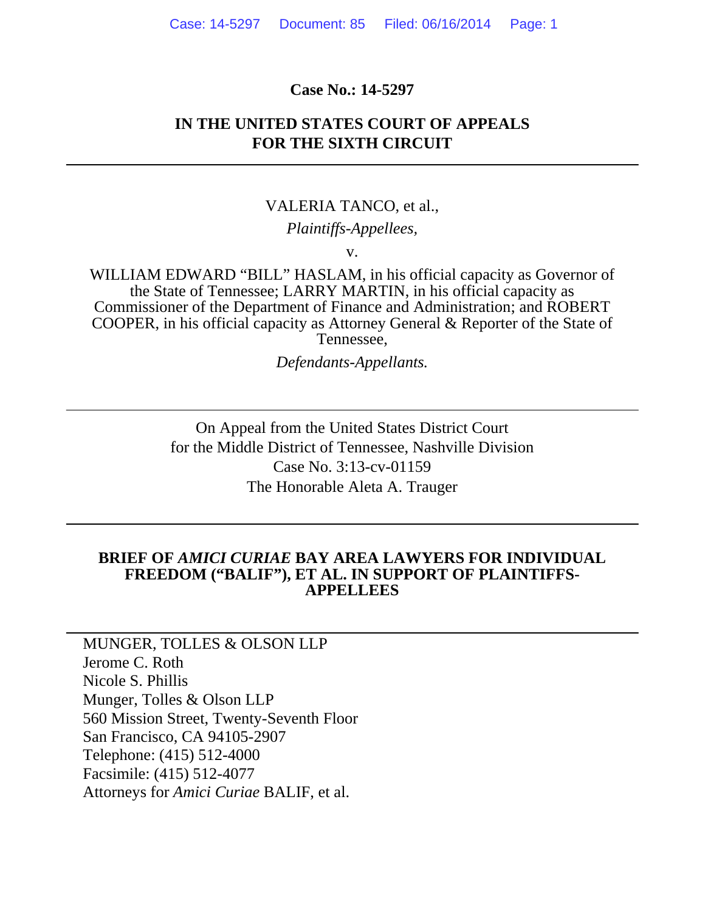**Case No.: 14-5297**

**IN THE UNITED STATES COURT OF APPEALS**
**FOR THE SIXTH CIRCUIT**

---

VALERIA TANCO, et al.,

*Plaintiffs-Appellees,*

v.

WILLIAM EDWARD "BILL" HASLAM, in his official capacity as Governor of the State of Tennessee; LARRY MARTIN, in his official capacity as Commissioner of the Department of Finance and Administration; and ROBERT COOPER, in his official capacity as Attorney General & Reporter of the State of Tennessee,

*Defendants-Appellants.*

---

On Appeal from the United States District Court
for the Middle District of Tennessee, Nashville Division
Case No. 3:13-cv-01159
The Honorable Aleta A. Trauger

---

**BRIEF OF *AMICI CURIAE* BAY AREA LAWYERS FOR INDIVIDUAL FREEDOM ("BALIF"), ET AL. IN SUPPORT OF PLAINTIFFS-APPELLEES**

---

MUNGER, TOLLES & OLSON LLP
Jerome C. Roth
Nicole S. Phillis
Munger, Tolles & Olson LLP
560 Mission Street, Twenty-Seventh Floor
San Francisco, CA 94105-2907
Telephone: (415) 512-4000
Facsimile: (415) 512-4077
Attorneys for *Amici Curiae* BALIF, et al.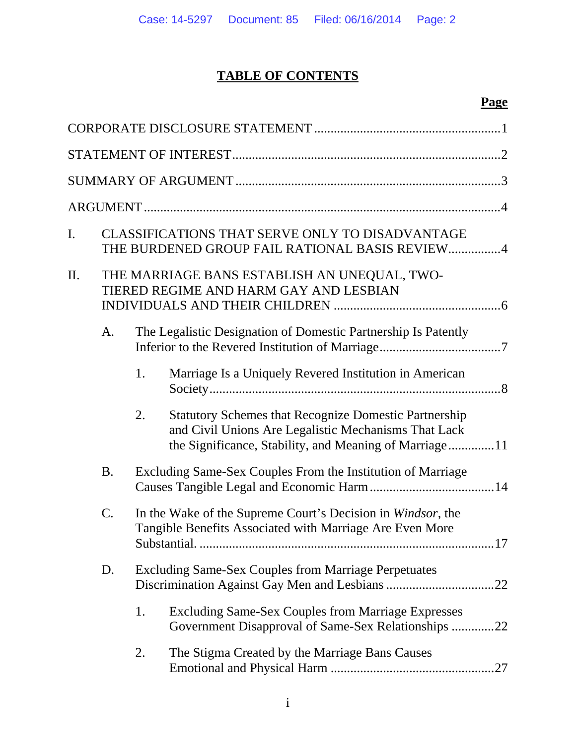# TABLE OF CONTENTS

**Page**

CORPORATE DISCLOSURE STATEMENT ........................................................ 1

STATEMENT OF INTEREST ................................................................................ 2

SUMMARY OF ARGUMENT ............................................................................... 3

ARGUMENT ......................................................................................................... 4

I. CLASSIFICATIONS THAT SERVE ONLY TO DISADVANTAGE THE BURDENED GROUP FAIL RATIONAL BASIS REVIEW ............... 4

II. THE MARRIAGE BANS ESTABLISH AN UNEQUAL, TWO-TIERED REGIME AND HARM GAY AND LESBIAN INDIVIDUALS AND THEIR CHILDREN .................................................. 6

   A. The Legalistic Designation of Domestic Partnership Is Patently Inferior to the Revered Institution of Marriage .................................... 7

      1. Marriage Is a Uniquely Revered Institution in American Society ....................................................................................... 8

      2. Statutory Schemes that Recognize Domestic Partnership and Civil Unions Are Legalistic Mechanisms That Lack the Significance, Stability, and Meaning of Marriage ............. 11

   B. Excluding Same-Sex Couples From the Institution of Marriage Causes Tangible Legal and Economic Harm ..................................... 14

   C. In the Wake of the Supreme Court's Decision in *Windsor*, the Tangible Benefits Associated with Marriage Are Even More Substantial. ........................................................................ 17

   D. Excluding Same-Sex Couples from Marriage Perpetuates Discrimination Against Gay Men and Lesbians ................................ 22

      1. Excluding Same-Sex Couples from Marriage Expresses Government Disapproval of Same-Sex Relationships ............. 22

      2. The Stigma Created by the Marriage Bans Causes Emotional and Physical Harm ................................................. 27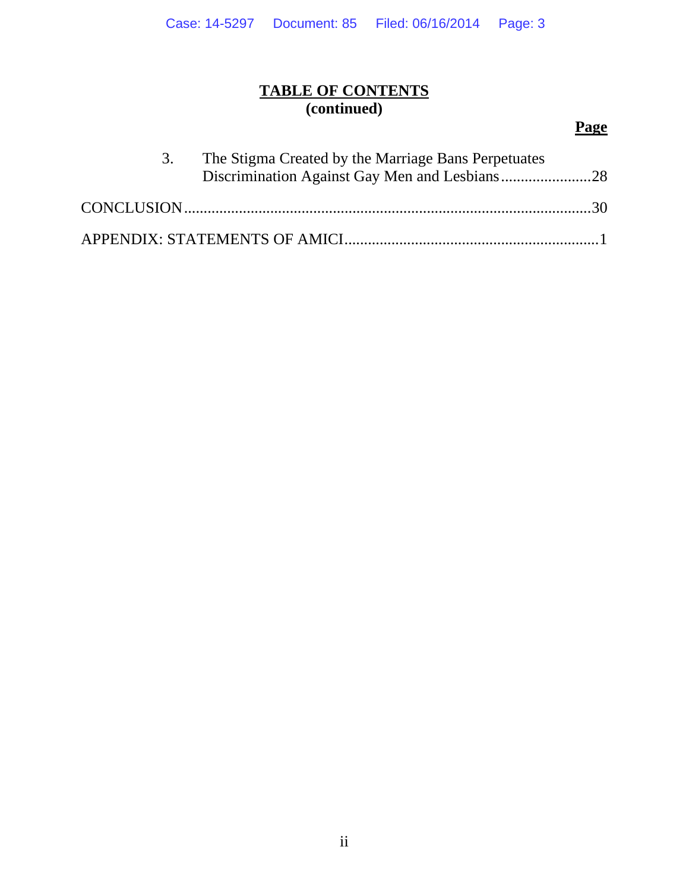**TABLE OF CONTENTS**
**(continued)**

**Page**

3. The Stigma Created by the Marriage Bans Perpetuates Discrimination Against Gay Men and Lesbians .......................28

CONCLUSION .......................................................................................................30

APPENDIX: STATEMENTS OF AMICI ................................................................1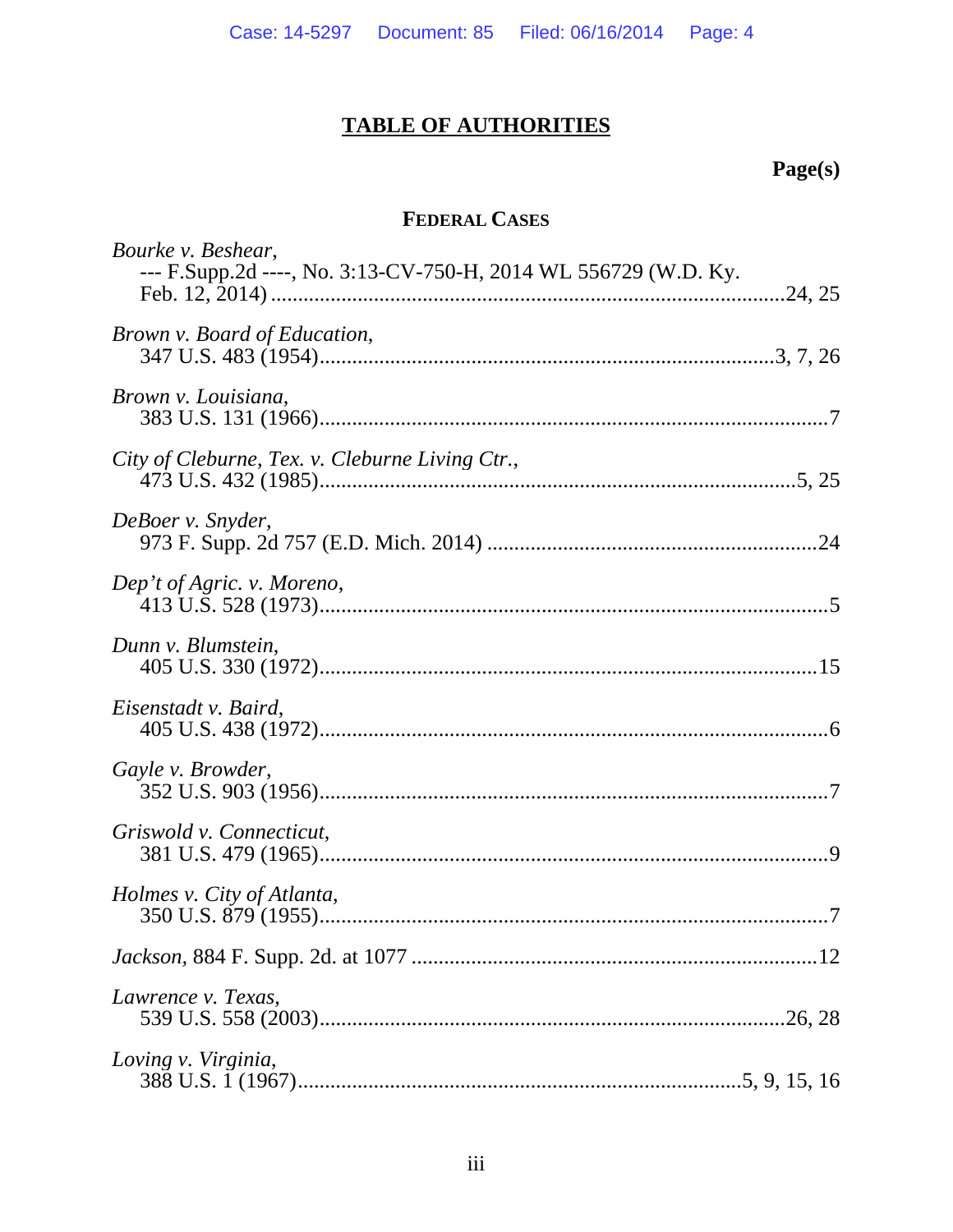## TABLE OF AUTHORITIES

**Page(s)**

### FEDERAL CASES

*Bourke v. Beshear*,
--- F.Supp.2d ----, No. 3:13-CV-750-H, 2014 WL 556729 (W.D. Ky. Feb. 12, 2014) .......... 24, 25

*Brown v. Board of Education*,
347 U.S. 483 (1954) .......... 3, 7, 26

*Brown v. Louisiana*,
383 U.S. 131 (1966) .......... 7

*City of Cleburne, Tex. v. Cleburne Living Ctr.*,
473 U.S. 432 (1985) .......... 5, 25

*DeBoer v. Snyder*,
973 F. Supp. 2d 757 (E.D. Mich. 2014) .......... 24

*Dep't of Agric. v. Moreno*,
413 U.S. 528 (1973) .......... 5

*Dunn v. Blumstein*,
405 U.S. 330 (1972) .......... 15

*Eisenstadt v. Baird*,
405 U.S. 438 (1972) .......... 6

*Gayle v. Browder*,
352 U.S. 903 (1956) .......... 7

*Griswold v. Connecticut*,
381 U.S. 479 (1965) .......... 9

*Holmes v. City of Atlanta*,
350 U.S. 879 (1955) .......... 7

*Jackson*, 884 F. Supp. 2d. at 1077 .......... 12

*Lawrence v. Texas*,
539 U.S. 558 (2003) .......... 26, 28

*Loving v. Virginia*,
388 U.S. 1 (1967) .......... 5, 9, 15, 16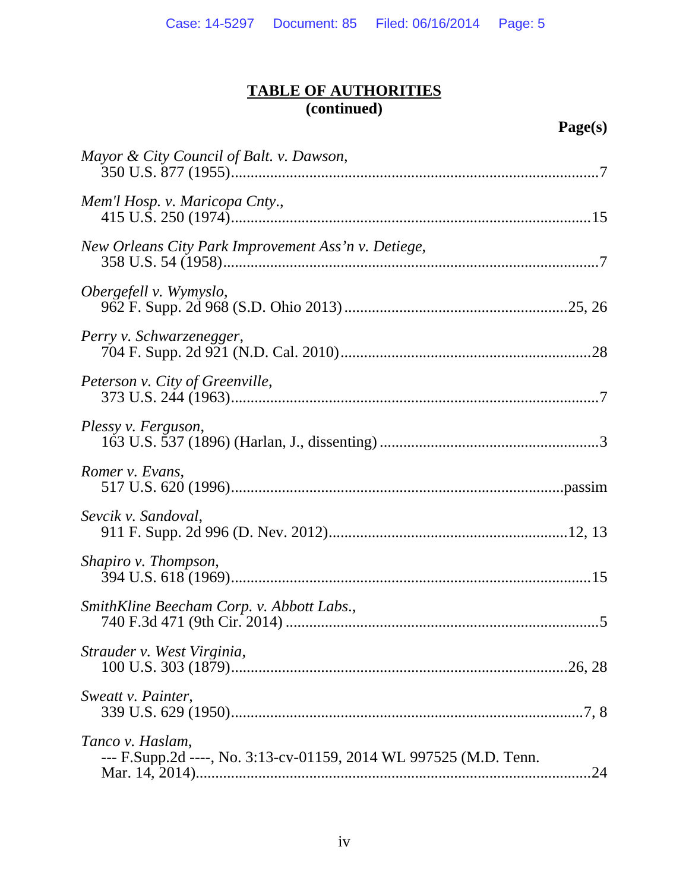**TABLE OF AUTHORITIES**
**(continued)**

**Page(s)**

*Mayor & City Council of Balt. v. Dawson*,
350 U.S. 877 (1955)....................................................................................7

*Mem'l Hosp. v. Maricopa Cnty.*,
415 U.S. 250 (1974)..................................................................................15

*New Orleans City Park Improvement Ass'n v. Detiege*,
358 U.S. 54 (1958)......................................................................................7

*Obergefell v. Wymyslo*,
962 F. Supp. 2d 968 (S.D. Ohio 2013) ...............................................25, 26

*Perry v. Schwarzenegger*,
704 F. Supp. 2d 921 (N.D. Cal. 2010)......................................................28

*Peterson v. City of Greenville*,
373 U.S. 244 (1963)....................................................................................7

*Plessy v. Ferguson*,
163 U.S. 537 (1896) (Harlan, J., dissenting) ..............................................3

*Romer v. Evans*,
517 U.S. 620 (1996)..........................................................................passim

*Sevcik v. Sandoval*,
911 F. Supp. 2d 996 (D. Nev. 2012)...................................................12, 13

*Shapiro v. Thompson*,
394 U.S. 618 (1969)..................................................................................15

*SmithKline Beecham Corp. v. Abbott Labs.*,
740 F.3d 471 (9th Cir. 2014) ......................................................................5

*Strauder v. West Virginia*,
100 U.S. 303 (1879).............................................................................26, 28

*Sweatt v. Painter*,
339 U.S. 629 (1950).................................................................................7, 8

*Tanco v. Haslam*,
--- F.Supp.2d ----, No. 3:13-cv-01159, 2014 WL 997525 (M.D. Tenn. Mar. 14, 2014)..........................................................................................24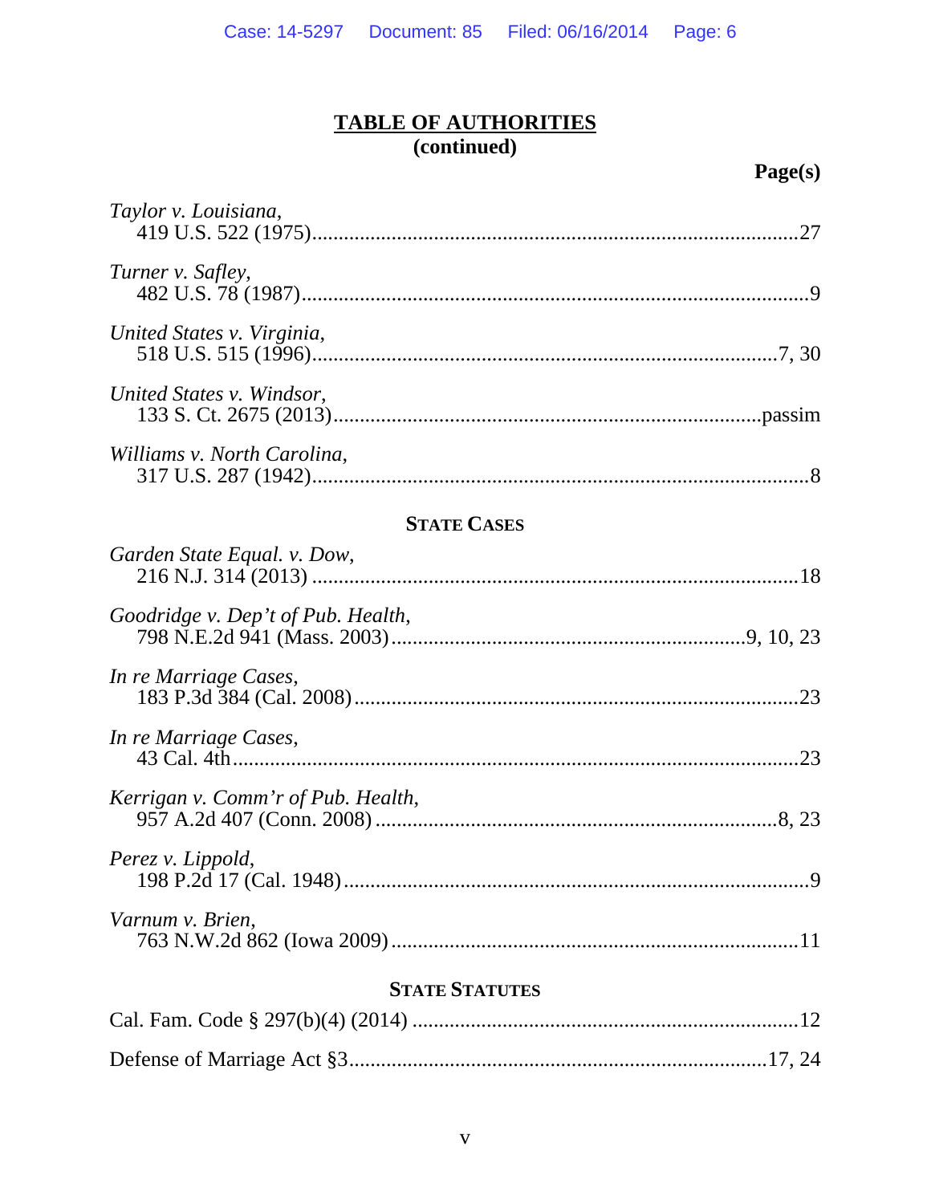## TABLE OF AUTHORITIES
**(continued)**

**Page(s)**

*Taylor v. Louisiana*,
419 U.S. 522 (1975) ..... 27

*Turner v. Safley*,
482 U.S. 78 (1987) ..... 9

*United States v. Virginia*,
518 U.S. 515 (1996) ..... 7, 30

*United States v. Windsor*,
133 S. Ct. 2675 (2013) ..... passim

*Williams v. North Carolina*,
317 U.S. 287 (1942) ..... 8

**STATE CASES**

*Garden State Equal. v. Dow*,
216 N.J. 314 (2013) ..... 18

*Goodridge v. Dep't of Pub. Health*,
798 N.E.2d 941 (Mass. 2003) ..... 9, 10, 23

*In re Marriage Cases*,
183 P.3d 384 (Cal. 2008) ..... 23

*In re Marriage Cases*,
43 Cal. 4th ..... 23

*Kerrigan v. Comm'r of Pub. Health*,
957 A.2d 407 (Conn. 2008) ..... 8, 23

*Perez v. Lippold*,
198 P.2d 17 (Cal. 1948) ..... 9

*Varnum v. Brien*,
763 N.W.2d 862 (Iowa 2009) ..... 11

**STATE STATUTES**

Cal. Fam. Code § 297(b)(4) (2014) ..... 12

Defense of Marriage Act §3 ..... 17, 24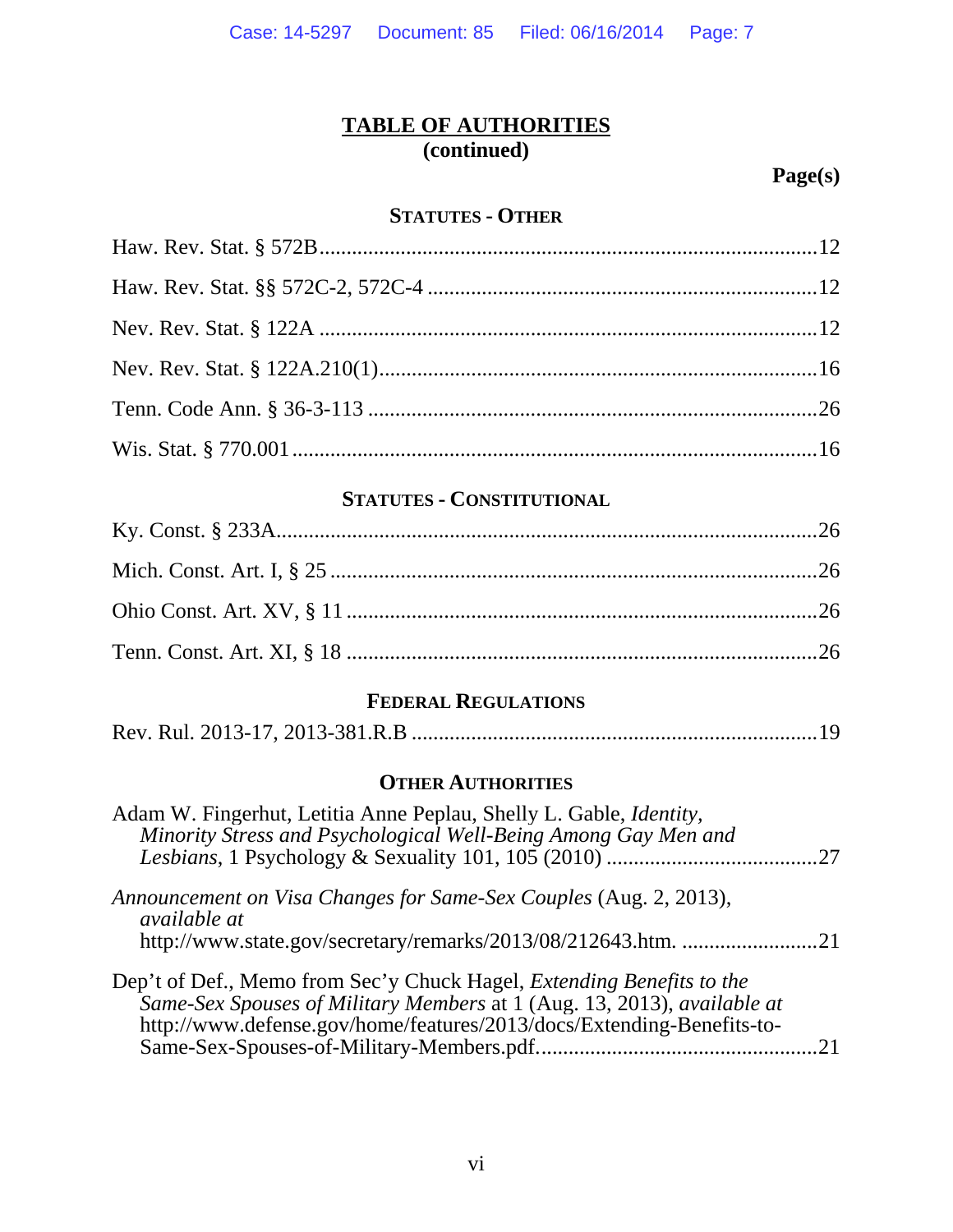# TABLE OF AUTHORITIES
**(continued)**

**Page(s)**

## STATUTES - OTHER

Haw. Rev. Stat. § 572B ....................................................................................12

Haw. Rev. Stat. §§ 572C-2, 572C-4 ..................................................................12

Nev. Rev. Stat. § 122A ......................................................................................12

Nev. Rev. Stat. § 122A.210(1)...........................................................................16

Tenn. Code Ann. § 36-3-113 ..............................................................................26

Wis. Stat. § 770.001 ...........................................................................................16

## STATUTES - CONSTITUTIONAL

Ky. Const. § 233A..............................................................................................26

Mich. Const. Art. I, § 25 ....................................................................................26

Ohio Const. Art. XV, § 11 .................................................................................26

Tenn. Const. Art. XI, § 18 .................................................................................26

## FEDERAL REGULATIONS

Rev. Rul. 2013-17, 2013-381.R.B .....................................................................19

## OTHER AUTHORITIES

Adam W. Fingerhut, Letitia Anne Peplau, Shelly L. Gable, *Identity, Minority Stress and Psychological Well-Being Among Gay Men and Lesbians*, 1 Psychology & Sexuality 101, 105 (2010) .......................................27

*Announcement on Visa Changes for Same-Sex Couples* (Aug. 2, 2013), *available at* http://www.state.gov/secretary/remarks/2013/08/212643.htm. .........................21

Dep't of Def., Memo from Sec'y Chuck Hagel, *Extending Benefits to the Same-Sex Spouses of Military Members* at 1 (Aug. 13, 2013), *available at* http://www.defense.gov/home/features/2013/docs/Extending-Benefits-to-Same-Sex-Spouses-of-Military-Members.pdf...................................................21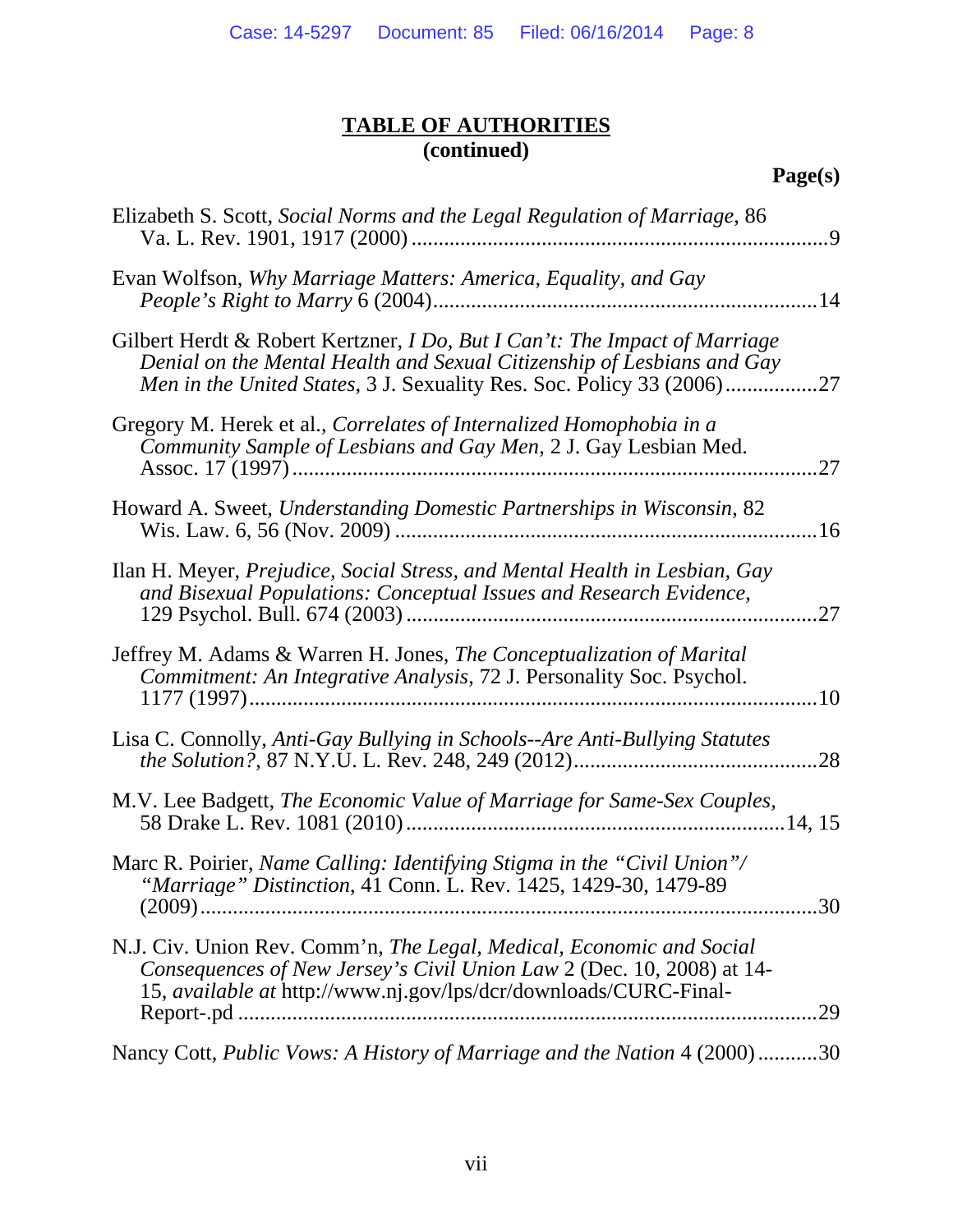## TABLE OF AUTHORITIES
**(continued)**

**Page(s)**

Elizabeth S. Scott, *Social Norms and the Legal Regulation of Marriage*, 86 Va. L. Rev. 1901, 1917 (2000) ............................................................................9

Evan Wolfson, *Why Marriage Matters: America, Equality, and Gay People's Right to Marry* 6 (2004).....................................................................14

Gilbert Herdt & Robert Kertzner, *I Do, But I Can't: The Impact of Marriage Denial on the Mental Health and Sexual Citizenship of Lesbians and Gay Men in the United States*, 3 J. Sexuality Res. Soc. Policy 33 (2006).................27

Gregory M. Herek et al., *Correlates of Internalized Homophobia in a Community Sample of Lesbians and Gay Men*, 2 J. Gay Lesbian Med. Assoc. 17 (1997) ................................................................................................27

Howard A. Sweet, *Understanding Domestic Partnerships in Wisconsin*, 82 Wis. Law. 6, 56 (Nov. 2009) .............................................................................16

Ilan H. Meyer, *Prejudice, Social Stress, and Mental Health in Lesbian, Gay and Bisexual Populations: Conceptual Issues and Research Evidence*, 129 Psychol. Bull. 674 (2003) ...........................................................................27

Jeffrey M. Adams & Warren H. Jones, *The Conceptualization of Marital Commitment: An Integrative Analysis*, 72 J. Personality Soc. Psychol. 1177 (1997).........................................................................................................10

Lisa C. Connolly, *Anti-Gay Bullying in Schools--Are Anti-Bullying Statutes the Solution?*, 87 N.Y.U. L. Rev. 248, 249 (2012).............................................28

M.V. Lee Badgett, *The Economic Value of Marriage for Same-Sex Couples*, 58 Drake L. Rev. 1081 (2010).....................................................................14, 15

Marc R. Poirier, *Name Calling: Identifying Stigma in the "Civil Union"/ "Marriage" Distinction*, 41 Conn. L. Rev. 1425, 1429-30, 1479-89 (2009)..........................................................................................................30

N.J. Civ. Union Rev. Comm'n, *The Legal, Medical, Economic and Social Consequences of New Jersey's Civil Union Law* 2 (Dec. 10, 2008) at 14-15, *available at* http://www.nj.gov/lps/dcr/downloads/CURC-Final-Report-.pd ..........................................................................................................29

Nancy Cott, *Public Vows: A History of Marriage and the Nation* 4 (2000)...........30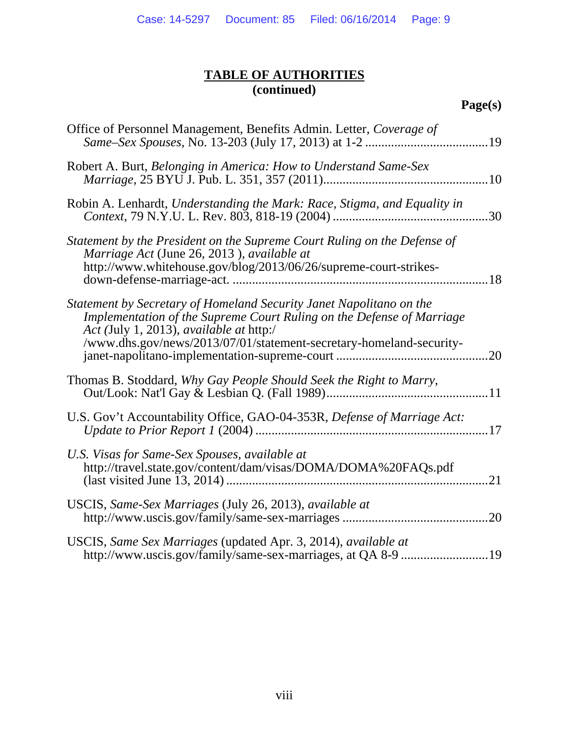## TABLE OF AUTHORITIES
**(continued)**

**Page(s)**

Office of Personnel Management, Benefits Admin. Letter, *Coverage of Same–Sex Spouses,* No. 13-203 (July 17, 2013) at 1-2 ......................................19

Robert A. Burt, *Belonging in America: How to Understand Same-Sex Marriage*, 25 BYU J. Pub. L. 351, 357 (2011)..................................................10

Robin A. Lenhardt, *Understanding the Mark: Race, Stigma, and Equality in Context,* 79 N.Y.U. L. Rev. 803, 818-19 (2004) ...............................................30

*Statement by the President on the Supreme Court Ruling on the Defense of Marriage Act* (June 26, 2013 ), *available at* http://www.whitehouse.gov/blog/2013/06/26/supreme-court-strikes-down-defense-marriage-act. .............................................................................18

*Statement by Secretary of Homeland Security Janet Napolitano on the Implementation of the Supreme Court Ruling on the Defense of Marriage Act (*July 1, 2013), *available at* http:/ /www.dhs.gov/news/2013/07/01/statement-secretary-homeland-security-janet-napolitano-implementation-supreme-court ..............................................20

Thomas B. Stoddard, *Why Gay People Should Seek the Right to Marry,* Out/Look: Nat'l Gay & Lesbian Q. (Fall 1989).................................................11

U.S. Gov't Accountability Office, GAO-04-353R, *Defense of Marriage Act: Update to Prior Report 1* (2004) .......................................................................17

*U.S. Visas for Same-Sex Spouses, available at* http://travel.state.gov/content/dam/visas/DOMA/DOMA%20FAQs.pdf (last visited June 13, 2014) ................................................................................21

USCIS, *Same-Sex Marriages* (July 26, 2013), *available at* http://www.uscis.gov/family/same-sex-marriages ............................................20

USCIS, *Same Sex Marriages* (updated Apr. 3, 2014), *available at* http://www.uscis.gov/family/same-sex-marriages, at QA 8-9 ..........................19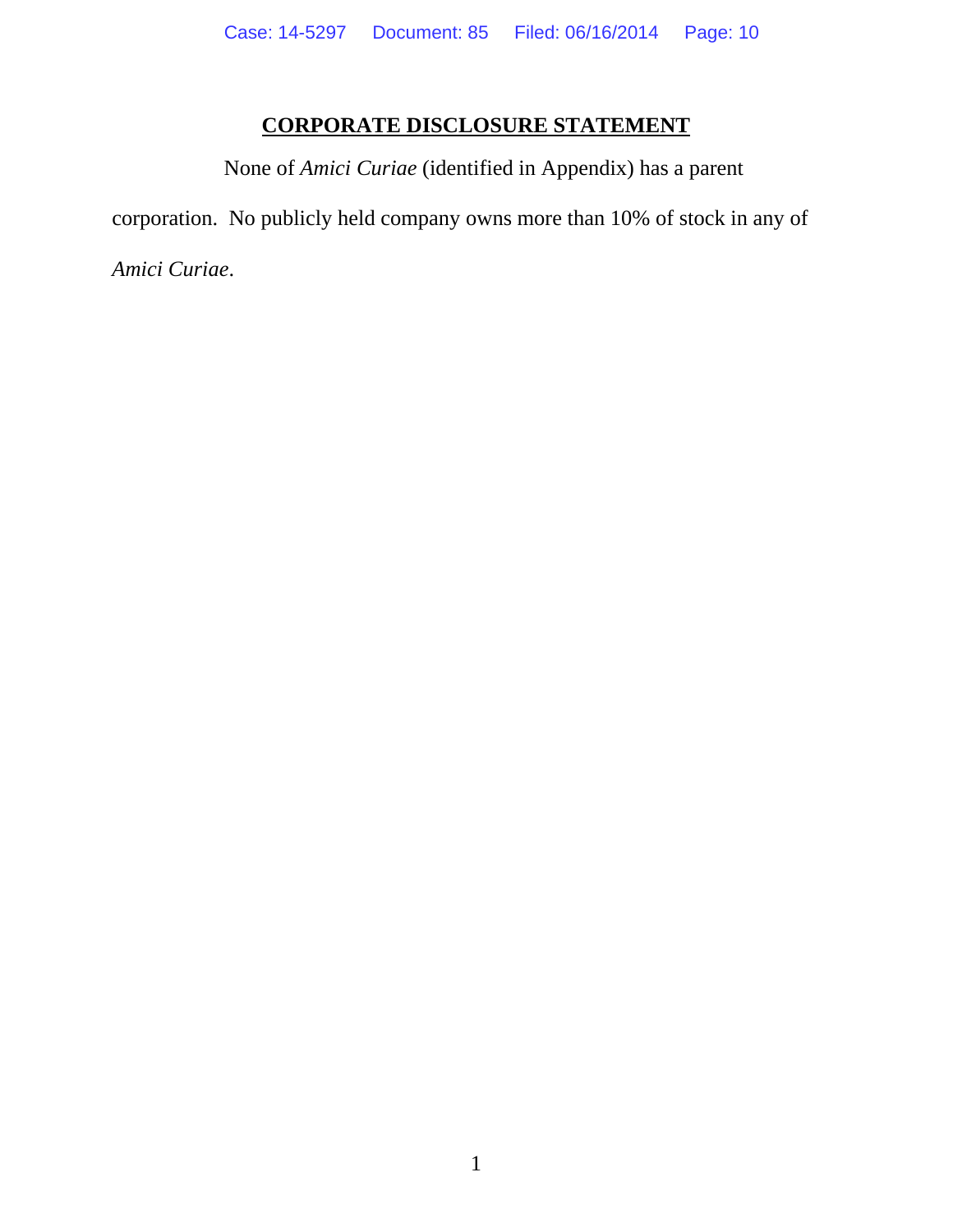## CORPORATE DISCLOSURE STATEMENT

None of *Amici Curiae* (identified in Appendix) has a parent corporation. No publicly held company owns more than 10% of stock in any of *Amici Curiae*.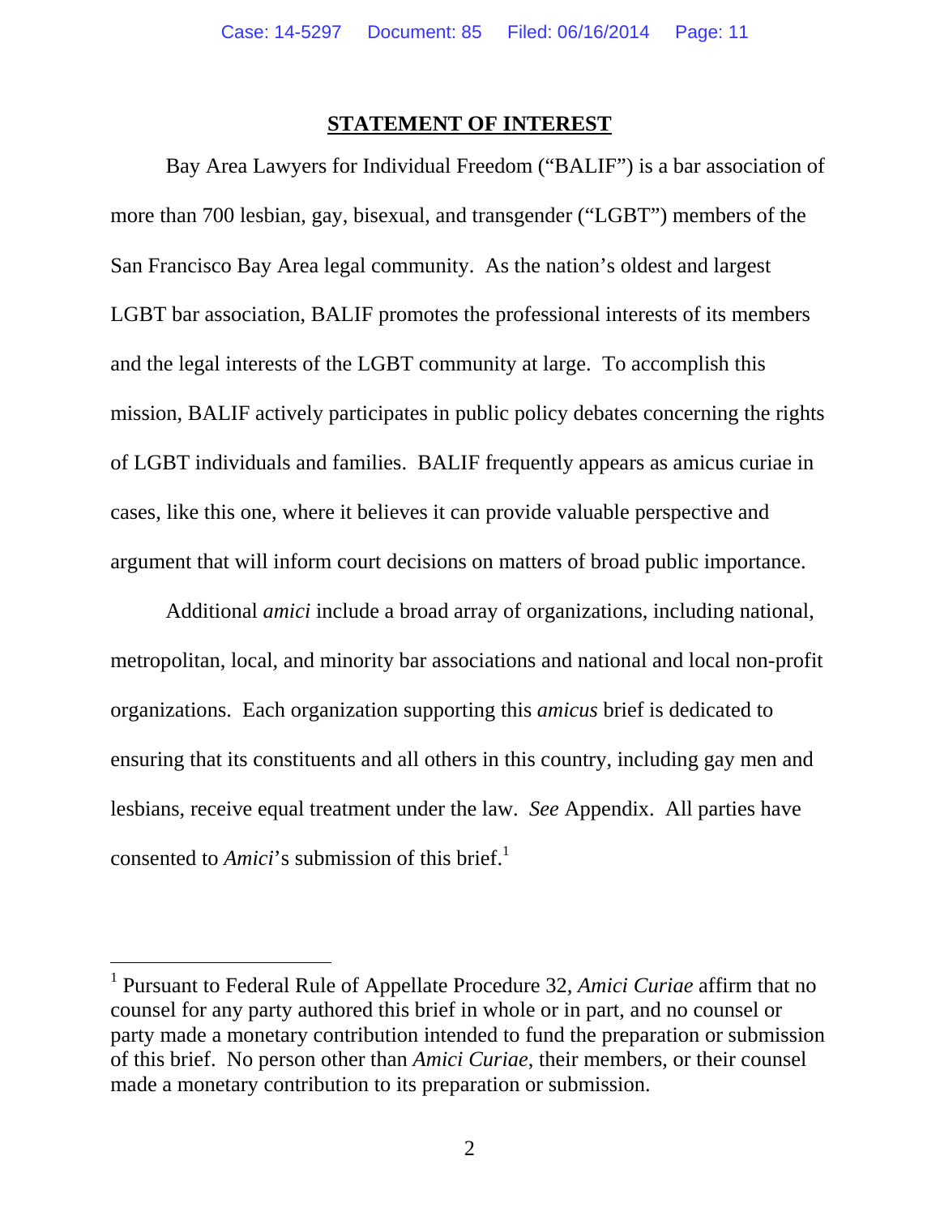## STATEMENT OF INTEREST

Bay Area Lawyers for Individual Freedom ("BALIF") is a bar association of more than 700 lesbian, gay, bisexual, and transgender ("LGBT") members of the San Francisco Bay Area legal community. As the nation's oldest and largest LGBT bar association, BALIF promotes the professional interests of its members and the legal interests of the LGBT community at large. To accomplish this mission, BALIF actively participates in public policy debates concerning the rights of LGBT individuals and families. BALIF frequently appears as amicus curiae in cases, like this one, where it believes it can provide valuable perspective and argument that will inform court decisions on matters of broad public importance.

Additional *amici* include a broad array of organizations, including national, metropolitan, local, and minority bar associations and national and local non-profit organizations. Each organization supporting this *amicus* brief is dedicated to ensuring that its constituents and all others in this country, including gay men and lesbians, receive equal treatment under the law. *See* Appendix. All parties have consented to *Amici*'s submission of this brief.[1]

---

[1] Pursuant to Federal Rule of Appellate Procedure 32, *Amici Curiae* affirm that no counsel for any party authored this brief in whole or in part, and no counsel or party made a monetary contribution intended to fund the preparation or submission of this brief. No person other than *Amici Curiae*, their members, or their counsel made a monetary contribution to its preparation or submission.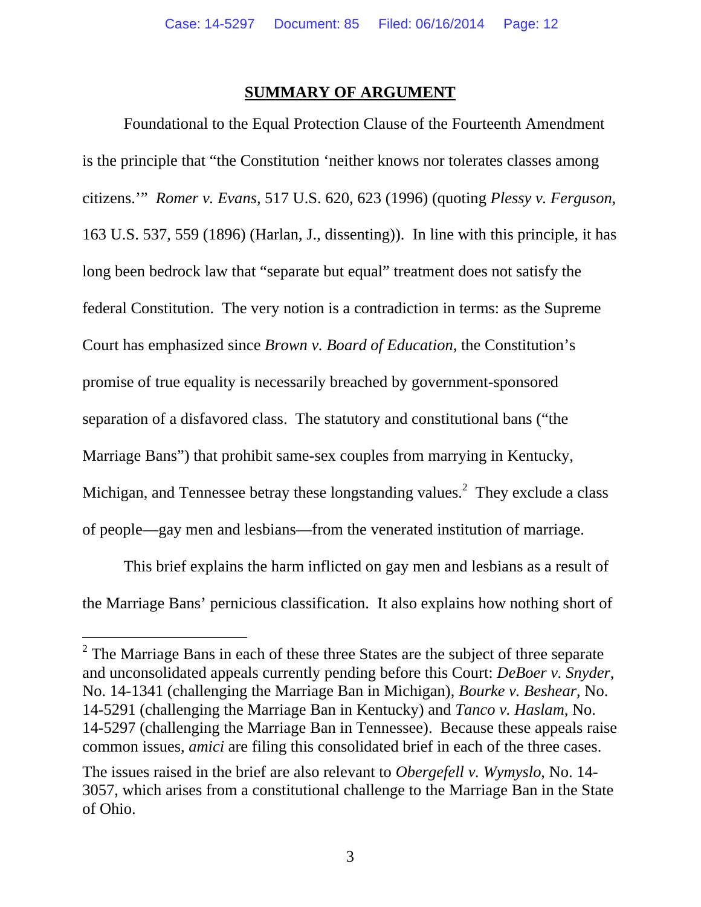## SUMMARY OF ARGUMENT

Foundational to the Equal Protection Clause of the Fourteenth Amendment is the principle that "the Constitution 'neither knows nor tolerates classes among citizens.'" *Romer v. Evans*, 517 U.S. 620, 623 (1996) (quoting *Plessy v. Ferguson*, 163 U.S. 537, 559 (1896) (Harlan, J., dissenting)). In line with this principle, it has long been bedrock law that "separate but equal" treatment does not satisfy the federal Constitution. The very notion is a contradiction in terms: as the Supreme Court has emphasized since *Brown v. Board of Education*, the Constitution's promise of true equality is necessarily breached by government-sponsored separation of a disfavored class. The statutory and constitutional bans ("the Marriage Bans") that prohibit same-sex couples from marrying in Kentucky, Michigan, and Tennessee betray these longstanding values.[2] They exclude a class of people—gay men and lesbians—from the venerated institution of marriage.

This brief explains the harm inflicted on gay men and lesbians as a result of the Marriage Bans' pernicious classification. It also explains how nothing short of

---

[2] The Marriage Bans in each of these three States are the subject of three separate and unconsolidated appeals currently pending before this Court: *DeBoer v. Snyder*, No. 14-1341 (challenging the Marriage Ban in Michigan), *Bourke v. Beshear*, No. 14-5291 (challenging the Marriage Ban in Kentucky) and *Tanco v. Haslam*, No. 14-5297 (challenging the Marriage Ban in Tennessee). Because these appeals raise common issues, *amici* are filing this consolidated brief in each of the three cases.

The issues raised in the brief are also relevant to *Obergefell v. Wymyslo*, No. 14-3057, which arises from a constitutional challenge to the Marriage Ban in the State of Ohio.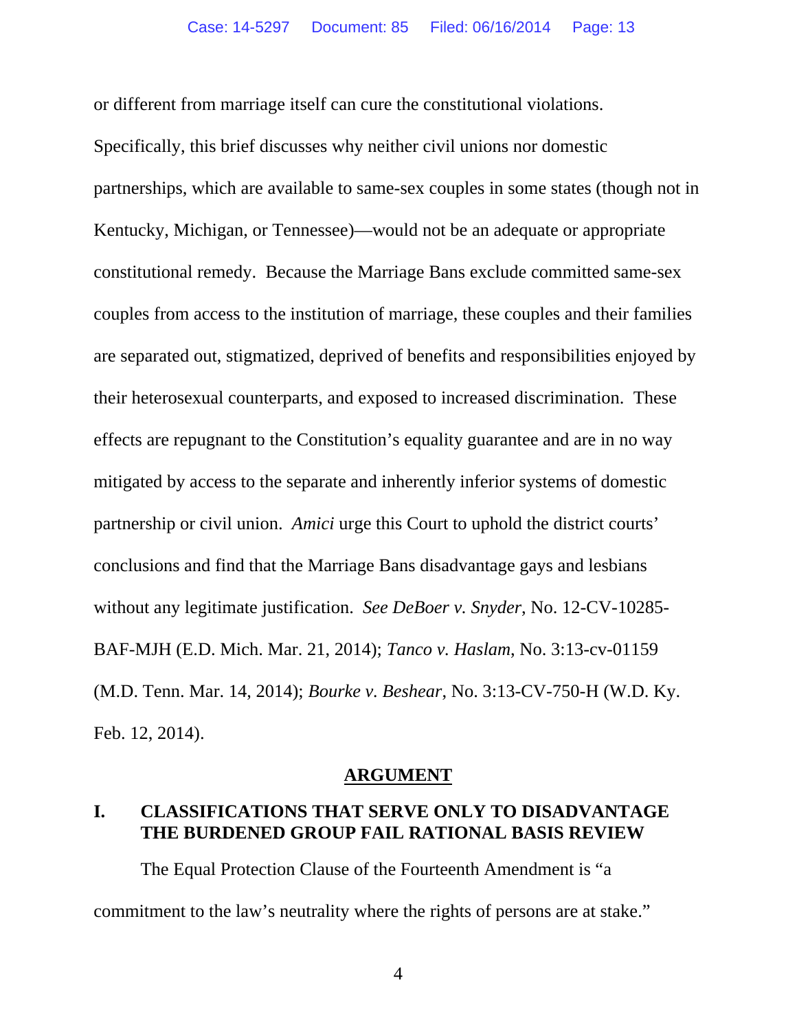or different from marriage itself can cure the constitutional violations. Specifically, this brief discusses why neither civil unions nor domestic partnerships, which are available to same-sex couples in some states (though not in Kentucky, Michigan, or Tennessee)—would not be an adequate or appropriate constitutional remedy. Because the Marriage Bans exclude committed same-sex couples from access to the institution of marriage, these couples and their families are separated out, stigmatized, deprived of benefits and responsibilities enjoyed by their heterosexual counterparts, and exposed to increased discrimination. These effects are repugnant to the Constitution's equality guarantee and are in no way mitigated by access to the separate and inherently inferior systems of domestic partnership or civil union. *Amici* urge this Court to uphold the district courts' conclusions and find that the Marriage Bans disadvantage gays and lesbians without any legitimate justification. *See DeBoer v. Snyder*, No. 12-CV-10285-BAF-MJH (E.D. Mich. Mar. 21, 2014); *Tanco v. Haslam*, No. 3:13-cv-01159 (M.D. Tenn. Mar. 14, 2014); *Bourke v. Beshear*, No. 3:13-CV-750-H (W.D. Ky. Feb. 12, 2014).

## ARGUMENT

### I. CLASSIFICATIONS THAT SERVE ONLY TO DISADVANTAGE THE BURDENED GROUP FAIL RATIONAL BASIS REVIEW

The Equal Protection Clause of the Fourteenth Amendment is "a commitment to the law's neutrality where the rights of persons are at stake."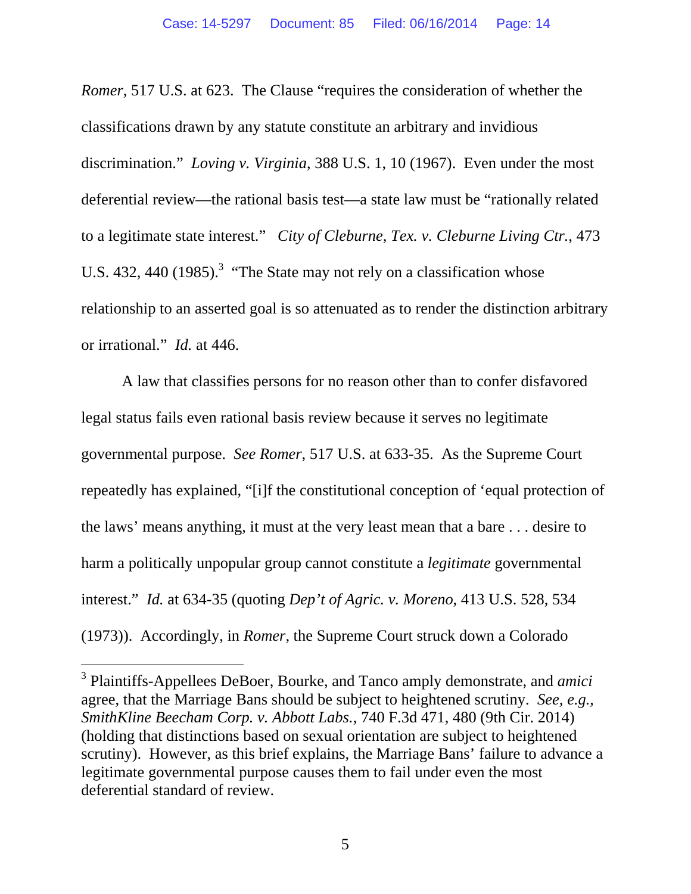*Romer*, 517 U.S. at 623. The Clause "requires the consideration of whether the classifications drawn by any statute constitute an arbitrary and invidious discrimination." *Loving v. Virginia*, 388 U.S. 1, 10 (1967). Even under the most deferential review—the rational basis test—a state law must be "rationally related to a legitimate state interest." *City of Cleburne, Tex. v. Cleburne Living Ctr.*, 473 U.S. 432, 440 (1985).[3] "The State may not rely on a classification whose relationship to an asserted goal is so attenuated as to render the distinction arbitrary or irrational." *Id.* at 446.

A law that classifies persons for no reason other than to confer disfavored legal status fails even rational basis review because it serves no legitimate governmental purpose. *See Romer*, 517 U.S. at 633-35. As the Supreme Court repeatedly has explained, "[i]f the constitutional conception of 'equal protection of the laws' means anything, it must at the very least mean that a bare . . . desire to harm a politically unpopular group cannot constitute a *legitimate* governmental interest." *Id.* at 634-35 (quoting *Dep't of Agric. v. Moreno*, 413 U.S. 528, 534 (1973)). Accordingly, in *Romer*, the Supreme Court struck down a Colorado

---

[3] Plaintiffs-Appellees DeBoer, Bourke, and Tanco amply demonstrate, and *amici* agree, that the Marriage Bans should be subject to heightened scrutiny. *See, e.g.*, *SmithKline Beecham Corp. v. Abbott Labs.*, 740 F.3d 471, 480 (9th Cir. 2014) (holding that distinctions based on sexual orientation are subject to heightened scrutiny). However, as this brief explains, the Marriage Bans' failure to advance a legitimate governmental purpose causes them to fail under even the most deferential standard of review.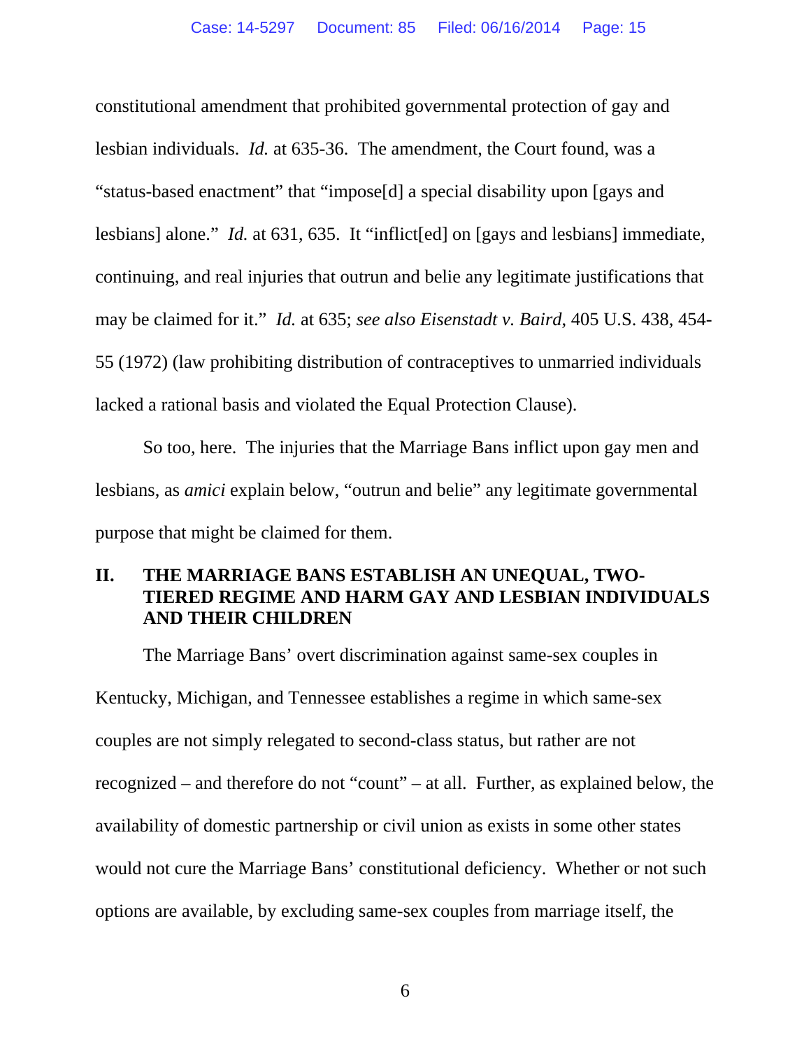constitutional amendment that prohibited governmental protection of gay and lesbian individuals. *Id.* at 635-36. The amendment, the Court found, was a "status-based enactment" that "impose[d] a special disability upon [gays and lesbians] alone." *Id.* at 631, 635. It "inflict[ed] on [gays and lesbians] immediate, continuing, and real injuries that outrun and belie any legitimate justifications that may be claimed for it." *Id.* at 635; *see also Eisenstadt v. Baird*, 405 U.S. 438, 454-55 (1972) (law prohibiting distribution of contraceptives to unmarried individuals lacked a rational basis and violated the Equal Protection Clause).

So too, here. The injuries that the Marriage Bans inflict upon gay men and lesbians, as *amici* explain below, "outrun and belie" any legitimate governmental purpose that might be claimed for them.

## II. THE MARRIAGE BANS ESTABLISH AN UNEQUAL, TWO-TIERED REGIME AND HARM GAY AND LESBIAN INDIVIDUALS AND THEIR CHILDREN

The Marriage Bans' overt discrimination against same-sex couples in Kentucky, Michigan, and Tennessee establishes a regime in which same-sex couples are not simply relegated to second-class status, but rather are not recognized – and therefore do not "count" – at all. Further, as explained below, the availability of domestic partnership or civil union as exists in some other states would not cure the Marriage Bans' constitutional deficiency. Whether or not such options are available, by excluding same-sex couples from marriage itself, the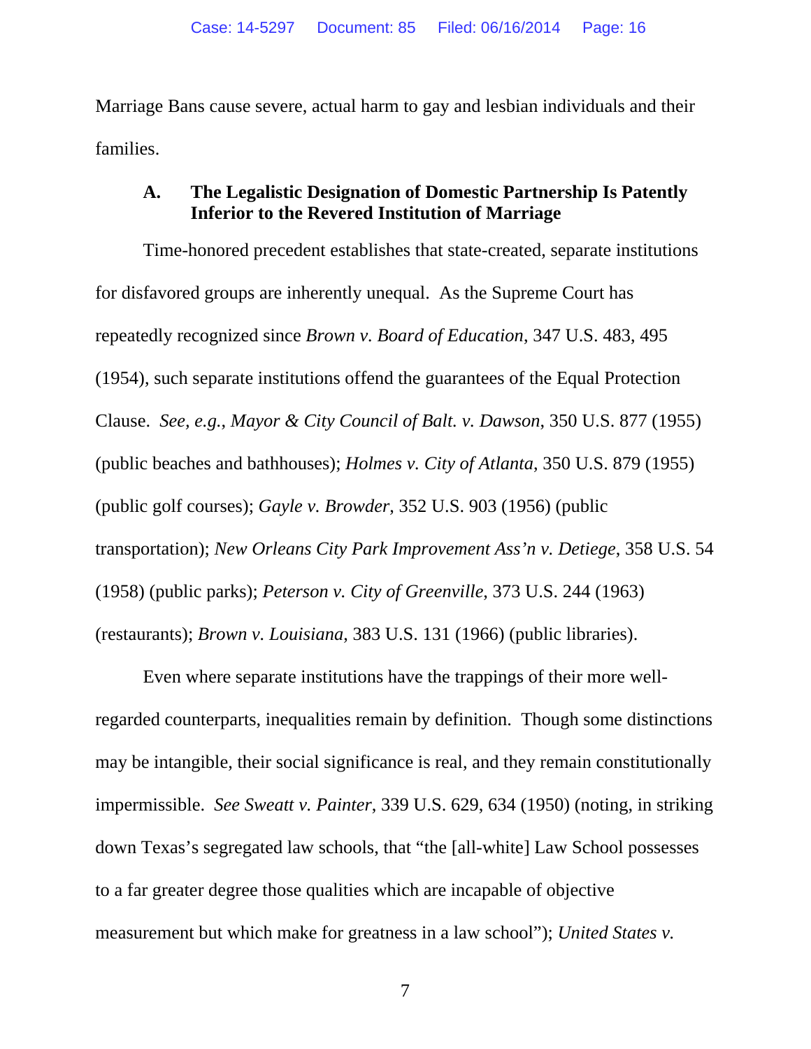Marriage Bans cause severe, actual harm to gay and lesbian individuals and their families.

### A. The Legalistic Designation of Domestic Partnership Is Patently Inferior to the Revered Institution of Marriage

Time-honored precedent establishes that state-created, separate institutions for disfavored groups are inherently unequal. As the Supreme Court has repeatedly recognized since *Brown v. Board of Education*, 347 U.S. 483, 495 (1954), such separate institutions offend the guarantees of the Equal Protection Clause. *See, e.g.*, *Mayor & City Council of Balt. v. Dawson*, 350 U.S. 877 (1955) (public beaches and bathhouses); *Holmes v. City of Atlanta*, 350 U.S. 879 (1955) (public golf courses); *Gayle v. Browder*, 352 U.S. 903 (1956) (public transportation); *New Orleans City Park Improvement Ass'n v. Detiege*, 358 U.S. 54 (1958) (public parks); *Peterson v. City of Greenville*, 373 U.S. 244 (1963) (restaurants); *Brown v. Louisiana*, 383 U.S. 131 (1966) (public libraries).

Even where separate institutions have the trappings of their more well-regarded counterparts, inequalities remain by definition. Though some distinctions may be intangible, their social significance is real, and they remain constitutionally impermissible. *See Sweatt v. Painter*, 339 U.S. 629, 634 (1950) (noting, in striking down Texas's segregated law schools, that "the [all-white] Law School possesses to a far greater degree those qualities which are incapable of objective measurement but which make for greatness in a law school"); *United States v.*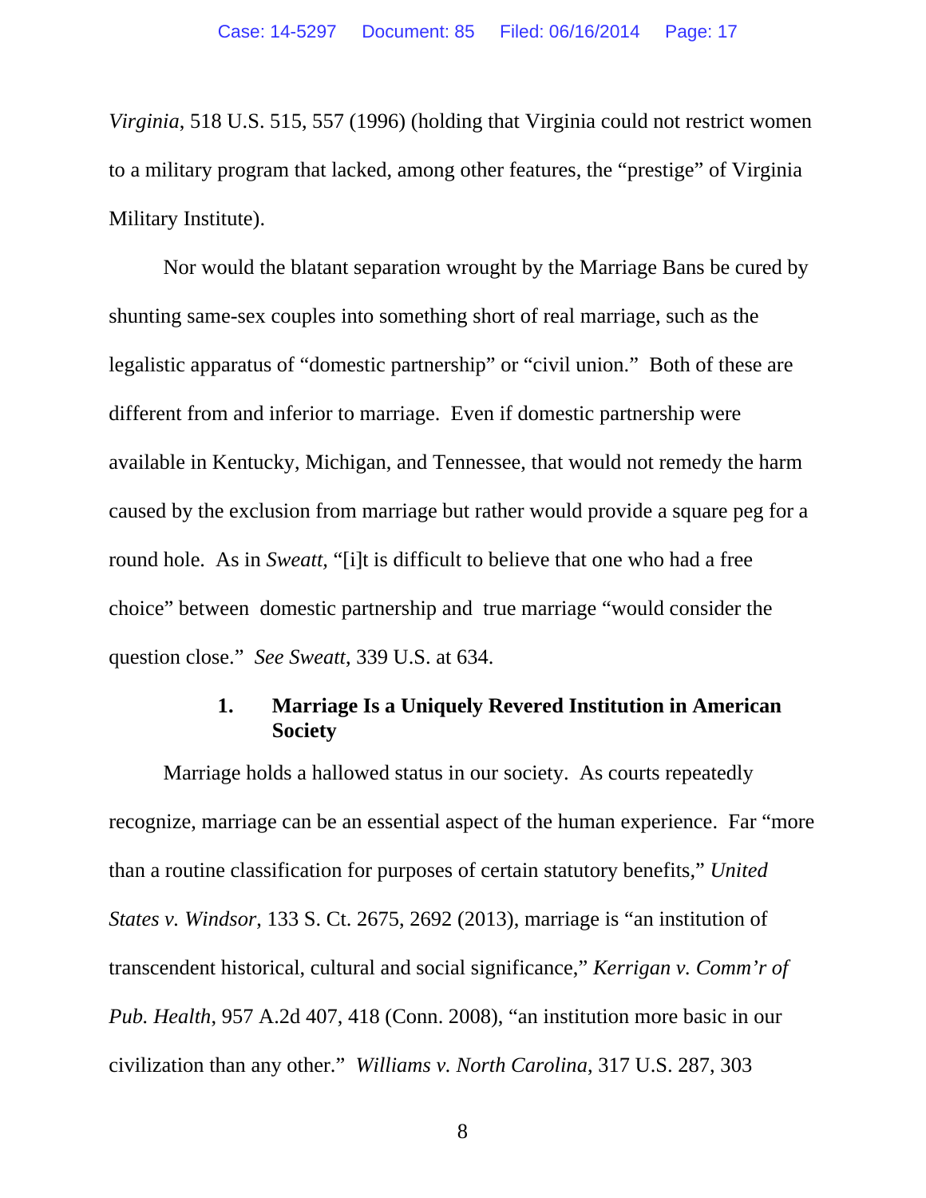*Virginia*, 518 U.S. 515, 557 (1996) (holding that Virginia could not restrict women to a military program that lacked, among other features, the "prestige" of Virginia Military Institute).

Nor would the blatant separation wrought by the Marriage Bans be cured by shunting same-sex couples into something short of real marriage, such as the legalistic apparatus of "domestic partnership" or "civil union." Both of these are different from and inferior to marriage. Even if domestic partnership were available in Kentucky, Michigan, and Tennessee, that would not remedy the harm caused by the exclusion from marriage but rather would provide a square peg for a round hole. As in *Sweatt*, "[i]t is difficult to believe that one who had a free choice" between domestic partnership and true marriage "would consider the question close." *See Sweatt*, 339 U.S. at 634.

### 1. Marriage Is a Uniquely Revered Institution in American Society

Marriage holds a hallowed status in our society. As courts repeatedly recognize, marriage can be an essential aspect of the human experience. Far "more than a routine classification for purposes of certain statutory benefits," *United States v. Windsor*, 133 S. Ct. 2675, 2692 (2013), marriage is "an institution of transcendent historical, cultural and social significance," *Kerrigan v. Comm'r of Pub. Health*, 957 A.2d 407, 418 (Conn. 2008), "an institution more basic in our civilization than any other." *Williams v. North Carolina*, 317 U.S. 287, 303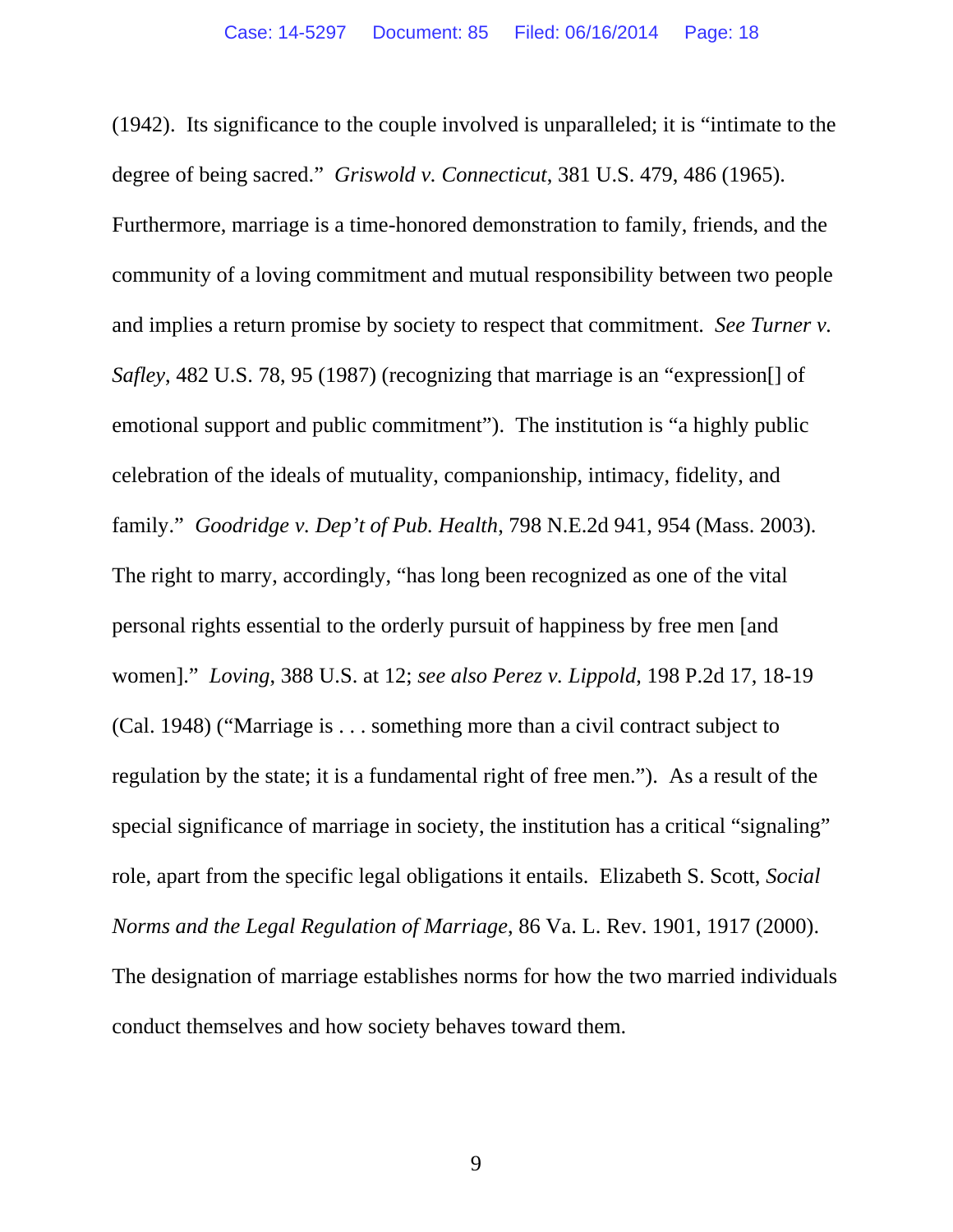(1942). Its significance to the couple involved is unparalleled; it is "intimate to the degree of being sacred." *Griswold v. Connecticut*, 381 U.S. 479, 486 (1965). Furthermore, marriage is a time-honored demonstration to family, friends, and the community of a loving commitment and mutual responsibility between two people and implies a return promise by society to respect that commitment. *See Turner v. Safley*, 482 U.S. 78, 95 (1987) (recognizing that marriage is an "expression[] of emotional support and public commitment"). The institution is "a highly public celebration of the ideals of mutuality, companionship, intimacy, fidelity, and family." *Goodridge v. Dep't of Pub. Health*, 798 N.E.2d 941, 954 (Mass. 2003). The right to marry, accordingly, "has long been recognized as one of the vital personal rights essential to the orderly pursuit of happiness by free men [and women]." *Loving*, 388 U.S. at 12; *see also Perez v. Lippold*, 198 P.2d 17, 18-19 (Cal. 1948) ("Marriage is . . . something more than a civil contract subject to regulation by the state; it is a fundamental right of free men."). As a result of the special significance of marriage in society, the institution has a critical "signaling" role, apart from the specific legal obligations it entails. Elizabeth S. Scott, *Social Norms and the Legal Regulation of Marriage*, 86 Va. L. Rev. 1901, 1917 (2000). The designation of marriage establishes norms for how the two married individuals conduct themselves and how society behaves toward them.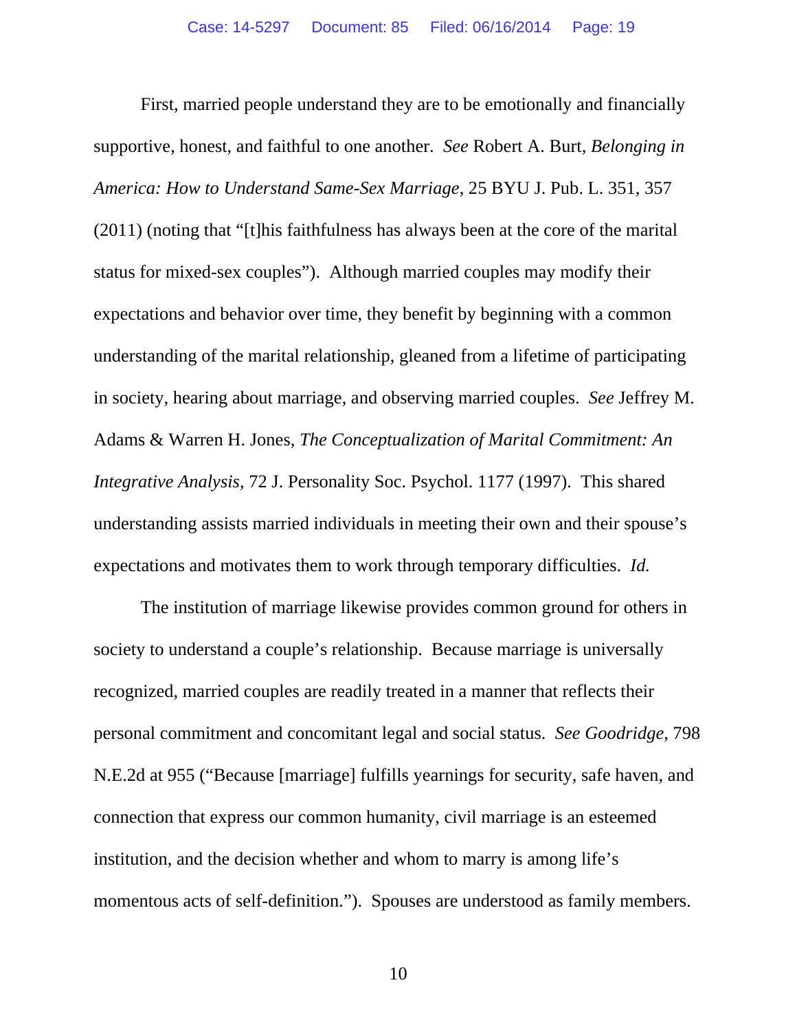First, married people understand they are to be emotionally and financially supportive, honest, and faithful to one another. *See* Robert A. Burt, *Belonging in America: How to Understand Same-Sex Marriage*, 25 BYU J. Pub. L. 351, 357 (2011) (noting that "[t]his faithfulness has always been at the core of the marital status for mixed-sex couples"). Although married couples may modify their expectations and behavior over time, they benefit by beginning with a common understanding of the marital relationship, gleaned from a lifetime of participating in society, hearing about marriage, and observing married couples. *See* Jeffrey M. Adams & Warren H. Jones, *The Conceptualization of Marital Commitment: An Integrative Analysis*, 72 J. Personality Soc. Psychol. 1177 (1997). This shared understanding assists married individuals in meeting their own and their spouse's expectations and motivates them to work through temporary difficulties. *Id.*

The institution of marriage likewise provides common ground for others in society to understand a couple's relationship. Because marriage is universally recognized, married couples are readily treated in a manner that reflects their personal commitment and concomitant legal and social status. *See Goodridge*, 798 N.E.2d at 955 ("Because [marriage] fulfills yearnings for security, safe haven, and connection that express our common humanity, civil marriage is an esteemed institution, and the decision whether and whom to marry is among life's momentous acts of self-definition."). Spouses are understood as family members.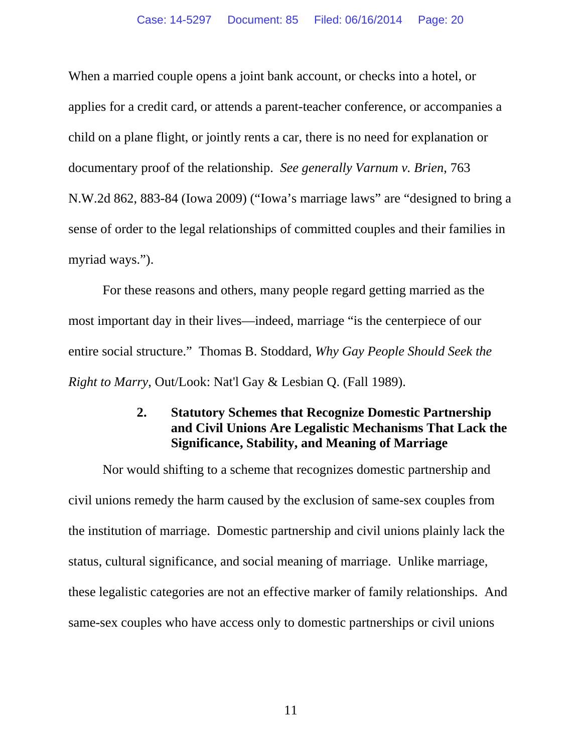When a married couple opens a joint bank account, or checks into a hotel, or applies for a credit card, or attends a parent-teacher conference, or accompanies a child on a plane flight, or jointly rents a car, there is no need for explanation or documentary proof of the relationship. *See generally Varnum v. Brien*, 763 N.W.2d 862, 883-84 (Iowa 2009) ("Iowa's marriage laws" are "designed to bring a sense of order to the legal relationships of committed couples and their families in myriad ways.").

For these reasons and others, many people regard getting married as the most important day in their lives—indeed, marriage "is the centerpiece of our entire social structure." Thomas B. Stoddard, *Why Gay People Should Seek the Right to Marry*, Out/Look: Nat'l Gay & Lesbian Q. (Fall 1989).

### 2. Statutory Schemes that Recognize Domestic Partnership and Civil Unions Are Legalistic Mechanisms That Lack the Significance, Stability, and Meaning of Marriage

Nor would shifting to a scheme that recognizes domestic partnership and civil unions remedy the harm caused by the exclusion of same-sex couples from the institution of marriage. Domestic partnership and civil unions plainly lack the status, cultural significance, and social meaning of marriage. Unlike marriage, these legalistic categories are not an effective marker of family relationships. And same-sex couples who have access only to domestic partnerships or civil unions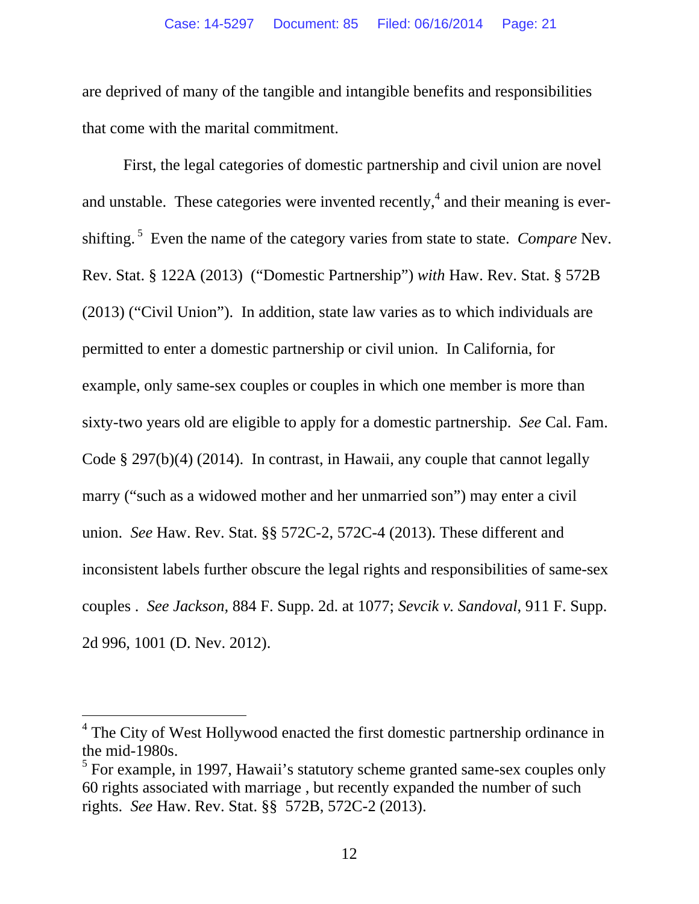are deprived of many of the tangible and intangible benefits and responsibilities that come with the marital commitment.

First, the legal categories of domestic partnership and civil union are novel and unstable. These categories were invented recently,[4] and their meaning is ever-shifting.[5] Even the name of the category varies from state to state. *Compare* Nev. Rev. Stat. § 122A (2013) ("Domestic Partnership") *with* Haw. Rev. Stat. § 572B (2013) ("Civil Union"). In addition, state law varies as to which individuals are permitted to enter a domestic partnership or civil union. In California, for example, only same-sex couples or couples in which one member is more than sixty-two years old are eligible to apply for a domestic partnership. *See* Cal. Fam. Code § 297(b)(4) (2014). In contrast, in Hawaii, any couple that cannot legally marry ("such as a widowed mother and her unmarried son") may enter a civil union. *See* Haw. Rev. Stat. §§ 572C-2, 572C-4 (2013). These different and inconsistent labels further obscure the legal rights and responsibilities of same-sex couples . *See Jackson,* 884 F. Supp. 2d. at 1077; *Sevcik v. Sandoval*, 911 F. Supp. 2d 996, 1001 (D. Nev. 2012).

---

[4] The City of West Hollywood enacted the first domestic partnership ordinance in the mid-1980s.

[5] For example, in 1997, Hawaii's statutory scheme granted same-sex couples only 60 rights associated with marriage , but recently expanded the number of such rights. *See* Haw. Rev. Stat. §§ 572B, 572C-2 (2013).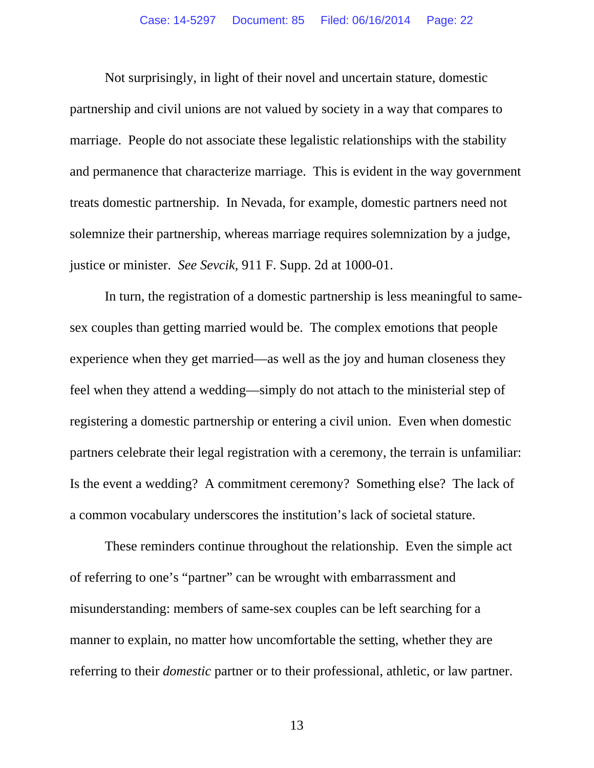Not surprisingly, in light of their novel and uncertain stature, domestic partnership and civil unions are not valued by society in a way that compares to marriage. People do not associate these legalistic relationships with the stability and permanence that characterize marriage. This is evident in the way government treats domestic partnership. In Nevada, for example, domestic partners need not solemnize their partnership, whereas marriage requires solemnization by a judge, justice or minister. *See Sevcik*, 911 F. Supp. 2d at 1000-01.

In turn, the registration of a domestic partnership is less meaningful to same-sex couples than getting married would be. The complex emotions that people experience when they get married—as well as the joy and human closeness they feel when they attend a wedding—simply do not attach to the ministerial step of registering a domestic partnership or entering a civil union. Even when domestic partners celebrate their legal registration with a ceremony, the terrain is unfamiliar: Is the event a wedding? A commitment ceremony? Something else? The lack of a common vocabulary underscores the institution's lack of societal stature.

These reminders continue throughout the relationship. Even the simple act of referring to one's "partner" can be wrought with embarrassment and misunderstanding: members of same-sex couples can be left searching for a manner to explain, no matter how uncomfortable the setting, whether they are referring to their *domestic* partner or to their professional, athletic, or law partner.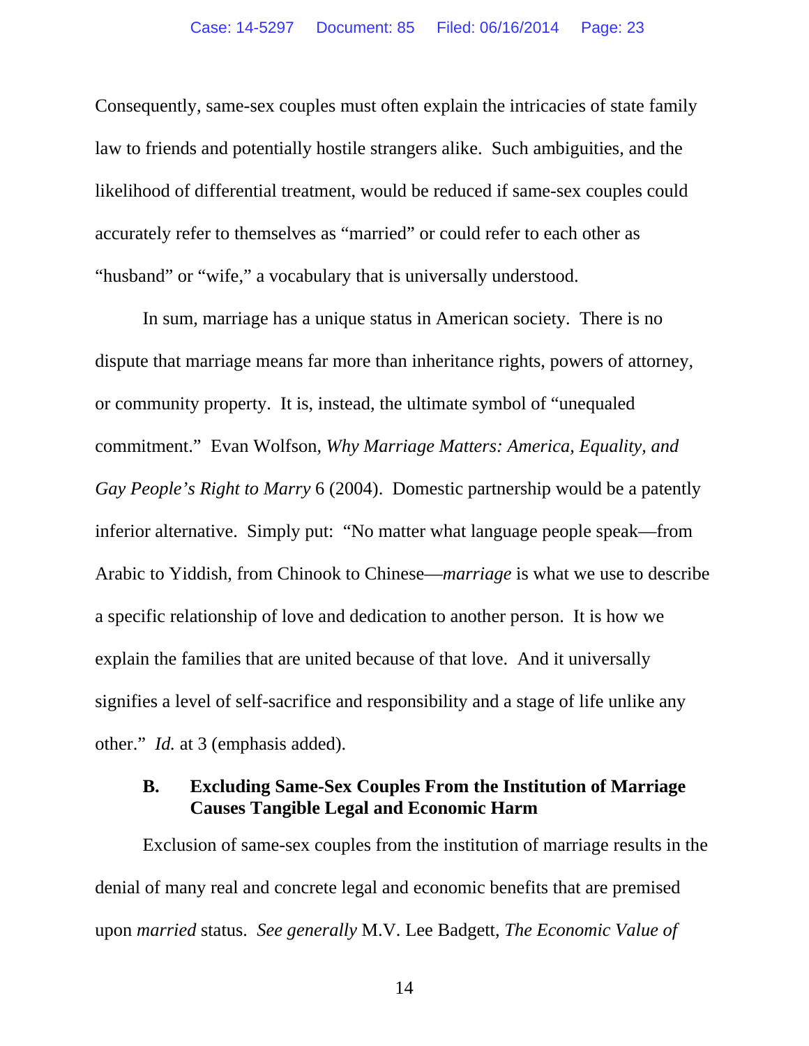Consequently, same-sex couples must often explain the intricacies of state family law to friends and potentially hostile strangers alike. Such ambiguities, and the likelihood of differential treatment, would be reduced if same-sex couples could accurately refer to themselves as "married" or could refer to each other as "husband" or "wife," a vocabulary that is universally understood.

In sum, marriage has a unique status in American society. There is no dispute that marriage means far more than inheritance rights, powers of attorney, or community property. It is, instead, the ultimate symbol of "unequaled commitment." Evan Wolfson, *Why Marriage Matters: America, Equality, and Gay People's Right to Marry* 6 (2004). Domestic partnership would be a patently inferior alternative. Simply put: "No matter what language people speak—from Arabic to Yiddish, from Chinook to Chinese—*marriage* is what we use to describe a specific relationship of love and dedication to another person. It is how we explain the families that are united because of that love. And it universally signifies a level of self-sacrifice and responsibility and a stage of life unlike any other." *Id.* at 3 (emphasis added).

### B. Excluding Same-Sex Couples From the Institution of Marriage Causes Tangible Legal and Economic Harm

Exclusion of same-sex couples from the institution of marriage results in the denial of many real and concrete legal and economic benefits that are premised upon *married* status. *See generally* M.V. Lee Badgett, *The Economic Value of*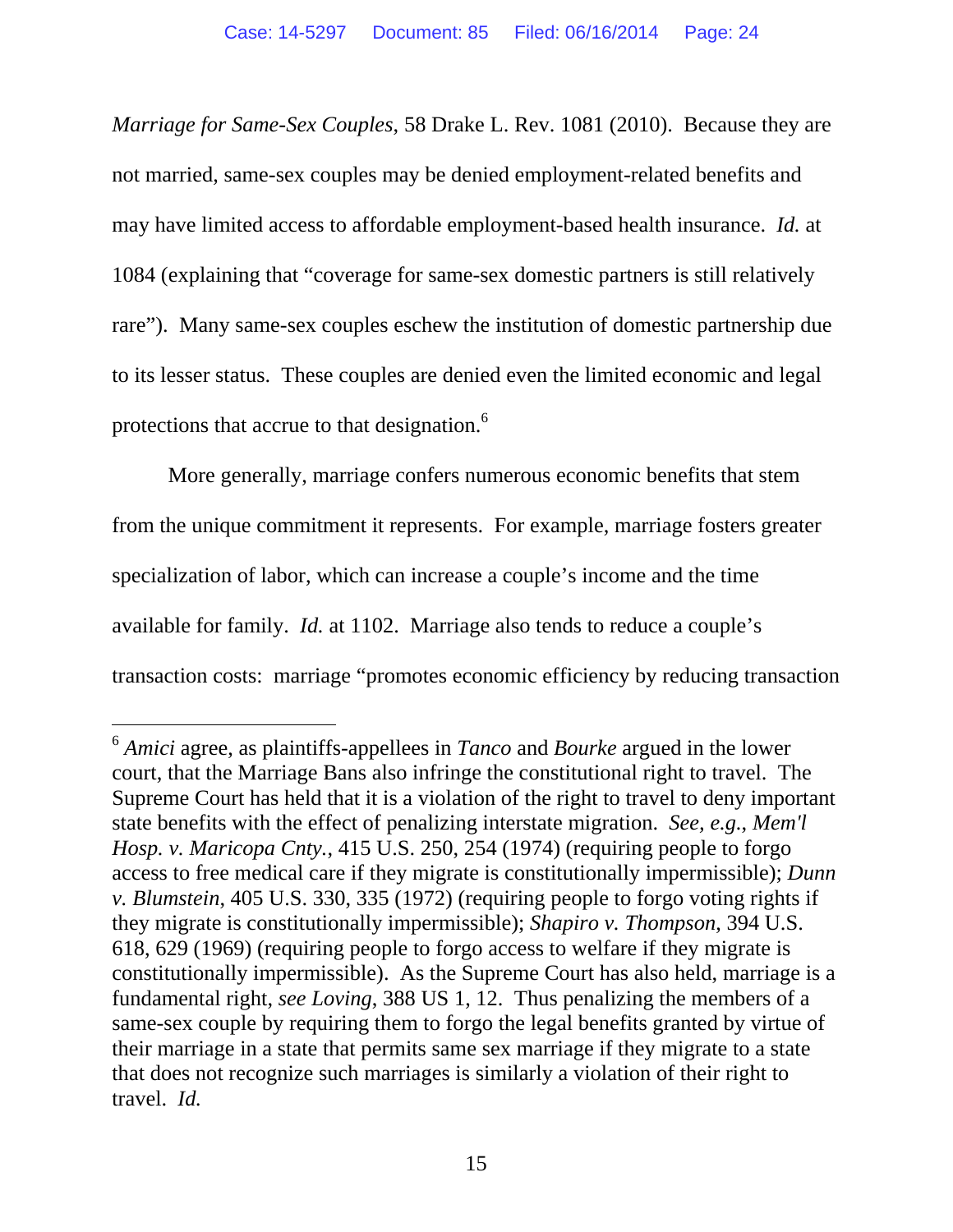*Marriage for Same-Sex Couples*, 58 Drake L. Rev. 1081 (2010). Because they are not married, same-sex couples may be denied employment-related benefits and may have limited access to affordable employment-based health insurance. *Id.* at 1084 (explaining that "coverage for same-sex domestic partners is still relatively rare"). Many same-sex couples eschew the institution of domestic partnership due to its lesser status. These couples are denied even the limited economic and legal protections that accrue to that designation.[6]

More generally, marriage confers numerous economic benefits that stem from the unique commitment it represents. For example, marriage fosters greater specialization of labor, which can increase a couple's income and the time available for family. *Id.* at 1102. Marriage also tends to reduce a couple's transaction costs: marriage "promotes economic efficiency by reducing transaction

---

[6] *Amici* agree, as plaintiffs-appellees in *Tanco* and *Bourke* argued in the lower court, that the Marriage Bans also infringe the constitutional right to travel. The Supreme Court has held that it is a violation of the right to travel to deny important state benefits with the effect of penalizing interstate migration. *See, e.g.*, *Mem'l Hosp. v. Maricopa Cnty.*, 415 U.S. 250, 254 (1974) (requiring people to forgo access to free medical care if they migrate is constitutionally impermissible); *Dunn v. Blumstein*, 405 U.S. 330, 335 (1972) (requiring people to forgo voting rights if they migrate is constitutionally impermissible); *Shapiro v. Thompson*, 394 U.S. 618, 629 (1969) (requiring people to forgo access to welfare if they migrate is constitutionally impermissible). As the Supreme Court has also held, marriage is a fundamental right, *see Loving*, 388 US 1, 12. Thus penalizing the members of a same-sex couple by requiring them to forgo the legal benefits granted by virtue of their marriage in a state that permits same sex marriage if they migrate to a state that does not recognize such marriages is similarly a violation of their right to travel. *Id.*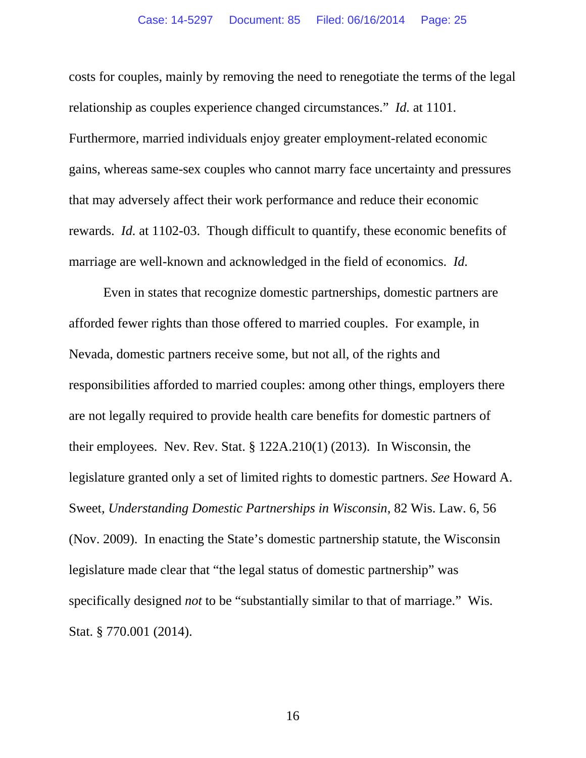costs for couples, mainly by removing the need to renegotiate the terms of the legal relationship as couples experience changed circumstances." *Id.* at 1101. Furthermore, married individuals enjoy greater employment-related economic gains, whereas same-sex couples who cannot marry face uncertainty and pressures that may adversely affect their work performance and reduce their economic rewards. *Id.* at 1102-03. Though difficult to quantify, these economic benefits of marriage are well-known and acknowledged in the field of economics. *Id.*

Even in states that recognize domestic partnerships, domestic partners are afforded fewer rights than those offered to married couples. For example, in Nevada, domestic partners receive some, but not all, of the rights and responsibilities afforded to married couples: among other things, employers there are not legally required to provide health care benefits for domestic partners of their employees. Nev. Rev. Stat. § 122A.210(1) (2013). In Wisconsin, the legislature granted only a set of limited rights to domestic partners. *See* Howard A. Sweet, *Understanding Domestic Partnerships in Wisconsin*, 82 Wis. Law. 6, 56 (Nov. 2009). In enacting the State's domestic partnership statute, the Wisconsin legislature made clear that "the legal status of domestic partnership" was specifically designed *not* to be "substantially similar to that of marriage." Wis. Stat. § 770.001 (2014).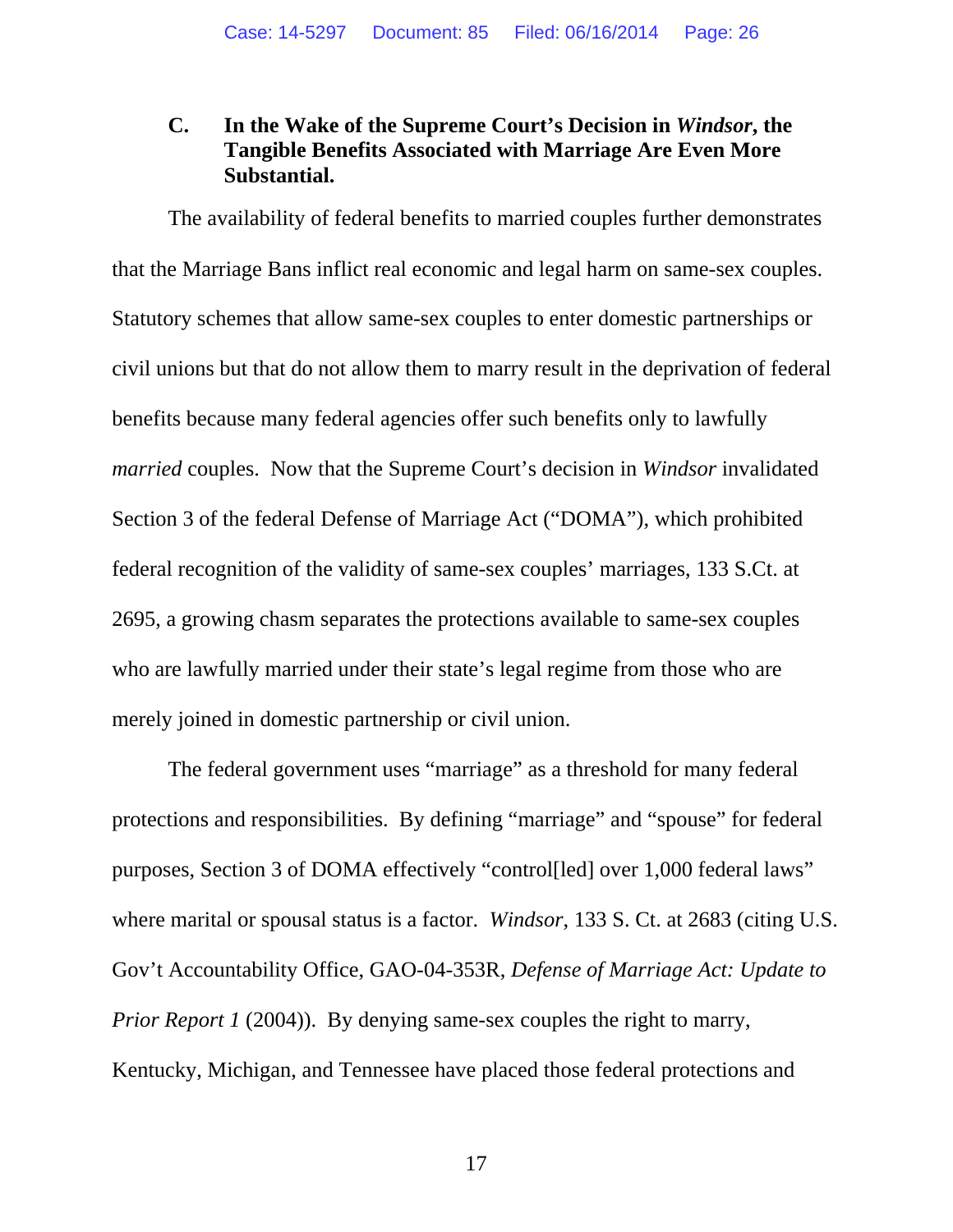### C. In the Wake of the Supreme Court's Decision in *Windsor*, the Tangible Benefits Associated with Marriage Are Even More Substantial.

The availability of federal benefits to married couples further demonstrates that the Marriage Bans inflict real economic and legal harm on same-sex couples. Statutory schemes that allow same-sex couples to enter domestic partnerships or civil unions but that do not allow them to marry result in the deprivation of federal benefits because many federal agencies offer such benefits only to lawfully *married* couples. Now that the Supreme Court's decision in *Windsor* invalidated Section 3 of the federal Defense of Marriage Act ("DOMA"), which prohibited federal recognition of the validity of same-sex couples' marriages, 133 S.Ct. at 2695, a growing chasm separates the protections available to same-sex couples who are lawfully married under their state's legal regime from those who are merely joined in domestic partnership or civil union.

The federal government uses "marriage" as a threshold for many federal protections and responsibilities. By defining "marriage" and "spouse" for federal purposes, Section 3 of DOMA effectively "control[led] over 1,000 federal laws" where marital or spousal status is a factor. *Windsor*, 133 S. Ct. at 2683 (citing U.S. Gov't Accountability Office, GAO-04-353R, *Defense of Marriage Act: Update to Prior Report 1* (2004)). By denying same-sex couples the right to marry, Kentucky, Michigan, and Tennessee have placed those federal protections and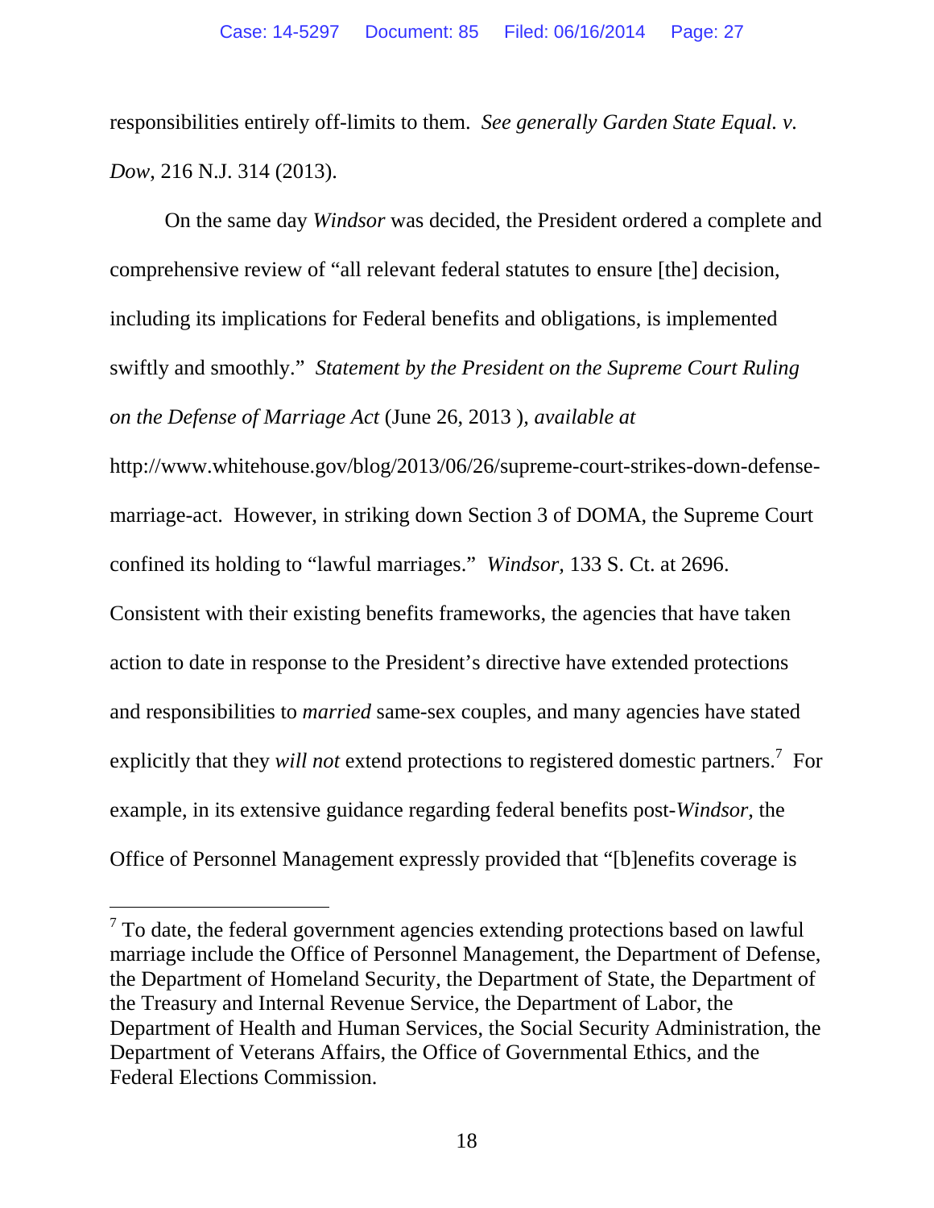responsibilities entirely off-limits to them. *See generally Garden State Equal. v. Dow*, 216 N.J. 314 (2013).

On the same day *Windsor* was decided, the President ordered a complete and comprehensive review of "all relevant federal statutes to ensure [the] decision, including its implications for Federal benefits and obligations, is implemented swiftly and smoothly." *Statement by the President on the Supreme Court Ruling on the Defense of Marriage Act* (June 26, 2013 ), *available at* http://www.whitehouse.gov/blog/2013/06/26/supreme-court-strikes-down-defense-marriage-act. However, in striking down Section 3 of DOMA, the Supreme Court confined its holding to "lawful marriages." *Windsor,* 133 S. Ct. at 2696. Consistent with their existing benefits frameworks, the agencies that have taken action to date in response to the President's directive have extended protections and responsibilities to *married* same-sex couples, and many agencies have stated explicitly that they *will not* extend protections to registered domestic partners.[7] For example, in its extensive guidance regarding federal benefits post-*Windsor*, the Office of Personnel Management expressly provided that "[b]enefits coverage is

---

[7] To date, the federal government agencies extending protections based on lawful marriage include the Office of Personnel Management, the Department of Defense, the Department of Homeland Security, the Department of State, the Department of the Treasury and Internal Revenue Service, the Department of Labor, the Department of Health and Human Services, the Social Security Administration, the Department of Veterans Affairs, the Office of Governmental Ethics, and the Federal Elections Commission.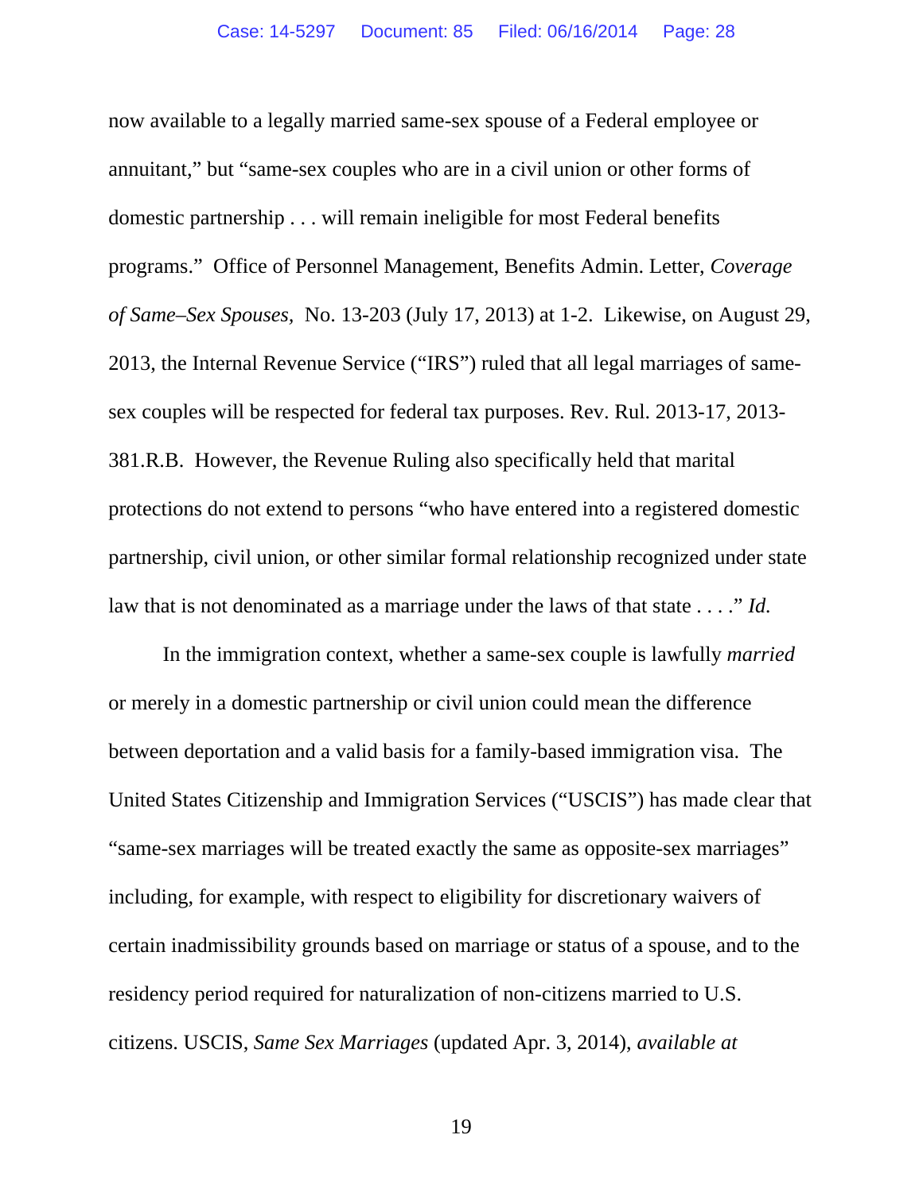now available to a legally married same-sex spouse of a Federal employee or annuitant," but "same-sex couples who are in a civil union or other forms of domestic partnership . . . will remain ineligible for most Federal benefits programs." Office of Personnel Management, Benefits Admin. Letter, *Coverage of Same–Sex Spouses*, No. 13-203 (July 17, 2013) at 1-2. Likewise, on August 29, 2013, the Internal Revenue Service ("IRS") ruled that all legal marriages of same-sex couples will be respected for federal tax purposes. Rev. Rul. 2013-17, 2013-381.R.B. However, the Revenue Ruling also specifically held that marital protections do not extend to persons "who have entered into a registered domestic partnership, civil union, or other similar formal relationship recognized under state law that is not denominated as a marriage under the laws of that state . . . ." *Id.*

In the immigration context, whether a same-sex couple is lawfully *married* or merely in a domestic partnership or civil union could mean the difference between deportation and a valid basis for a family-based immigration visa. The United States Citizenship and Immigration Services ("USCIS") has made clear that "same-sex marriages will be treated exactly the same as opposite-sex marriages" including, for example, with respect to eligibility for discretionary waivers of certain inadmissibility grounds based on marriage or status of a spouse, and to the residency period required for naturalization of non-citizens married to U.S. citizens. USCIS, *Same Sex Marriages* (updated Apr. 3, 2014), *available at*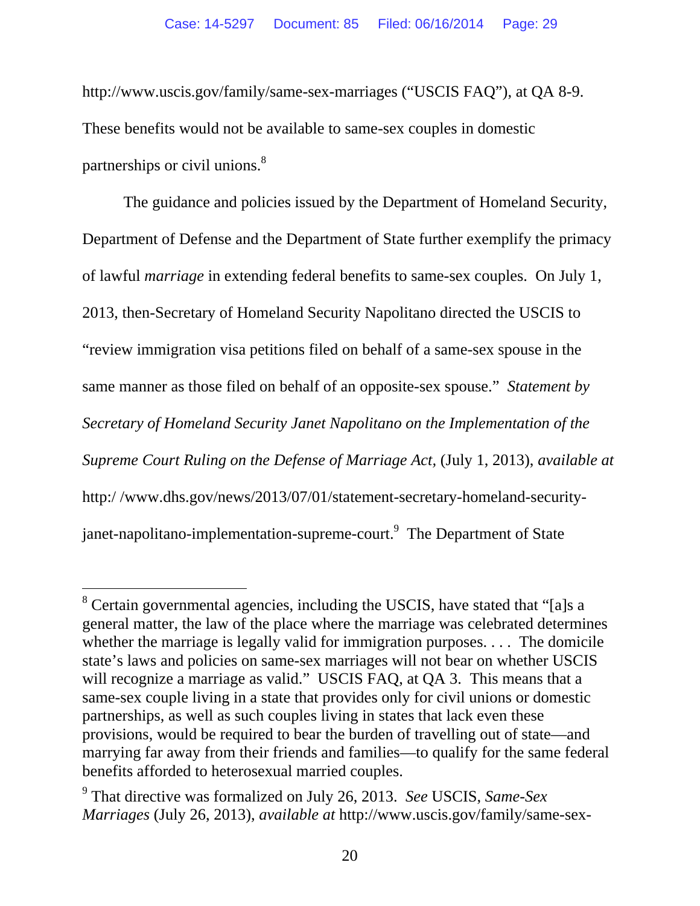http://www.uscis.gov/family/same-sex-marriages ("USCIS FAQ"), at QA 8-9. These benefits would not be available to same-sex couples in domestic partnerships or civil unions.[8]

The guidance and policies issued by the Department of Homeland Security, Department of Defense and the Department of State further exemplify the primacy of lawful *marriage* in extending federal benefits to same-sex couples. On July 1, 2013, then-Secretary of Homeland Security Napolitano directed the USCIS to "review immigration visa petitions filed on behalf of a same-sex spouse in the same manner as those filed on behalf of an opposite-sex spouse." *Statement by Secretary of Homeland Security Janet Napolitano on the Implementation of the Supreme Court Ruling on the Defense of Marriage Act,* (July 1, 2013), *available at* http:/ /www.dhs.gov/news/2013/07/01/statement-secretary-homeland-security-janet-napolitano-implementation-supreme-court.[9] The Department of State

---

[8] Certain governmental agencies, including the USCIS, have stated that "[a]s a general matter, the law of the place where the marriage was celebrated determines whether the marriage is legally valid for immigration purposes. . . . The domicile state's laws and policies on same-sex marriages will not bear on whether USCIS will recognize a marriage as valid." USCIS FAQ, at QA 3. This means that a same-sex couple living in a state that provides only for civil unions or domestic partnerships, as well as such couples living in states that lack even these provisions, would be required to bear the burden of travelling out of state—and marrying far away from their friends and families—to qualify for the same federal benefits afforded to heterosexual married couples.

[9] That directive was formalized on July 26, 2013. *See* USCIS, *Same-Sex Marriages* (July 26, 2013), *available at* http://www.uscis.gov/family/same-sex-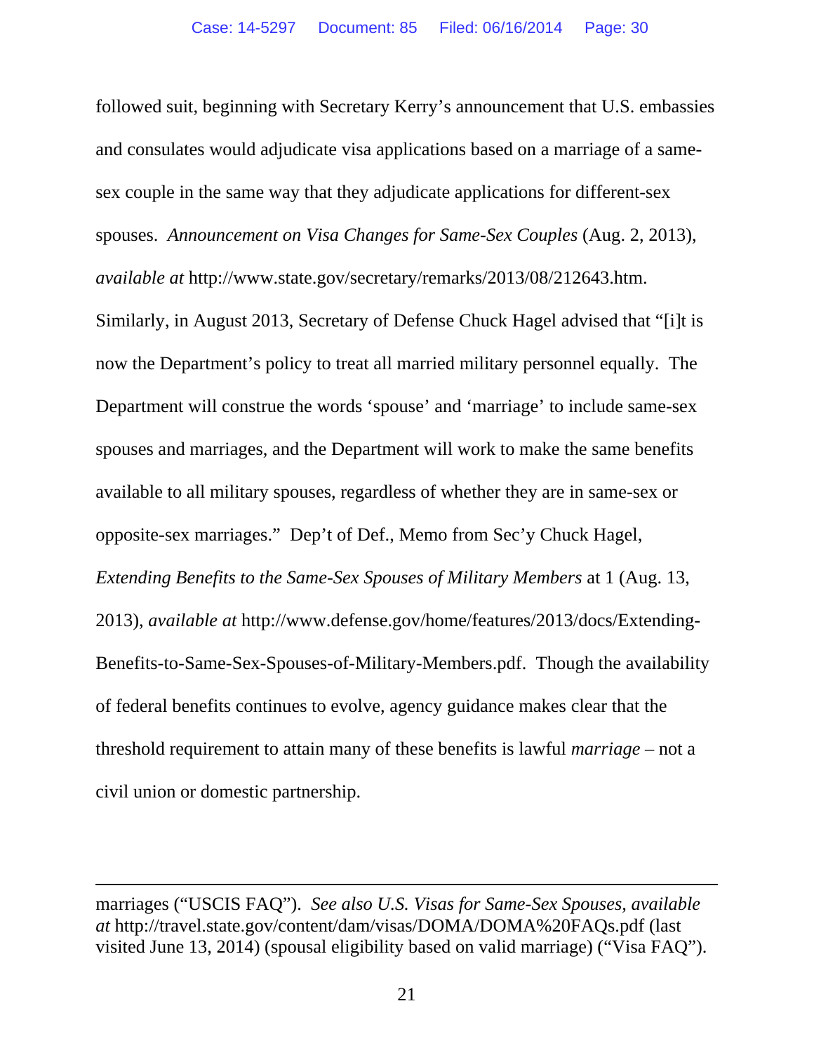followed suit, beginning with Secretary Kerry's announcement that U.S. embassies and consulates would adjudicate visa applications based on a marriage of a same-sex couple in the same way that they adjudicate applications for different-sex spouses. *Announcement on Visa Changes for Same-Sex Couples* (Aug. 2, 2013), *available at* http://www.state.gov/secretary/remarks/2013/08/212643.htm. Similarly, in August 2013, Secretary of Defense Chuck Hagel advised that "[i]t is now the Department's policy to treat all married military personnel equally. The Department will construe the words 'spouse' and 'marriage' to include same-sex spouses and marriages, and the Department will work to make the same benefits available to all military spouses, regardless of whether they are in same-sex or opposite-sex marriages." Dep't of Def., Memo from Sec'y Chuck Hagel, *Extending Benefits to the Same-Sex Spouses of Military Members* at 1 (Aug. 13, 2013), *available at* http://www.defense.gov/home/features/2013/docs/Extending-Benefits-to-Same-Sex-Spouses-of-Military-Members.pdf. Though the availability of federal benefits continues to evolve, agency guidance makes clear that the threshold requirement to attain many of these benefits is lawful *marriage* – not a civil union or domestic partnership.

---

marriages ("USCIS FAQ"). *See also U.S. Visas for Same-Sex Spouses, available at* http://travel.state.gov/content/dam/visas/DOMA/DOMA%20FAQs.pdf (last visited June 13, 2014) (spousal eligibility based on valid marriage) ("Visa FAQ").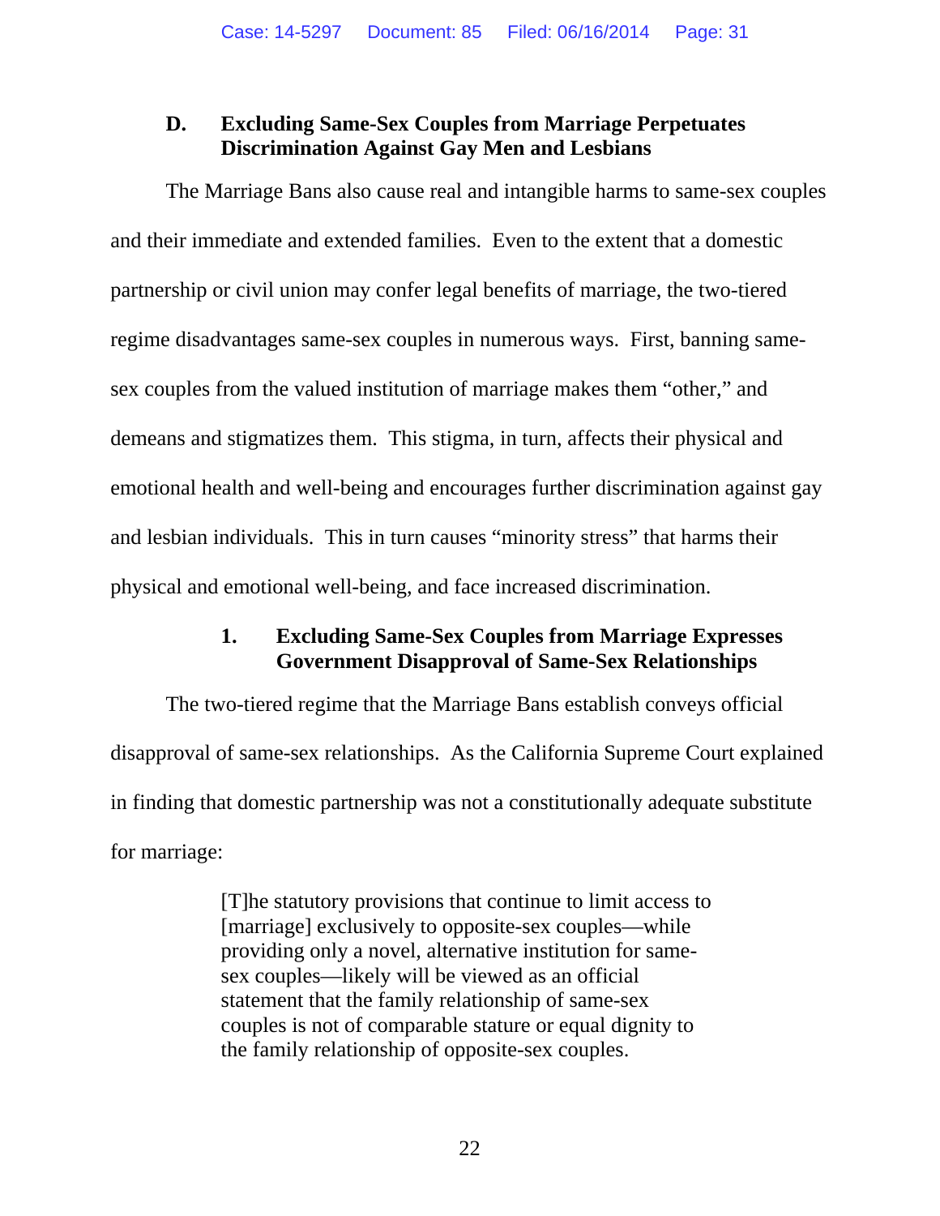### D. Excluding Same-Sex Couples from Marriage Perpetuates Discrimination Against Gay Men and Lesbians

The Marriage Bans also cause real and intangible harms to same-sex couples and their immediate and extended families. Even to the extent that a domestic partnership or civil union may confer legal benefits of marriage, the two-tiered regime disadvantages same-sex couples in numerous ways. First, banning same-sex couples from the valued institution of marriage makes them "other," and demeans and stigmatizes them. This stigma, in turn, affects their physical and emotional health and well-being and encourages further discrimination against gay and lesbian individuals. This in turn causes "minority stress" that harms their physical and emotional well-being, and face increased discrimination.

#### 1. Excluding Same-Sex Couples from Marriage Expresses Government Disapproval of Same-Sex Relationships

The two-tiered regime that the Marriage Bans establish conveys official disapproval of same-sex relationships. As the California Supreme Court explained in finding that domestic partnership was not a constitutionally adequate substitute for marriage:

> [T]he statutory provisions that continue to limit access to [marriage] exclusively to opposite-sex couples—while providing only a novel, alternative institution for same-sex couples—likely will be viewed as an official statement that the family relationship of same-sex couples is not of comparable stature or equal dignity to the family relationship of opposite-sex couples.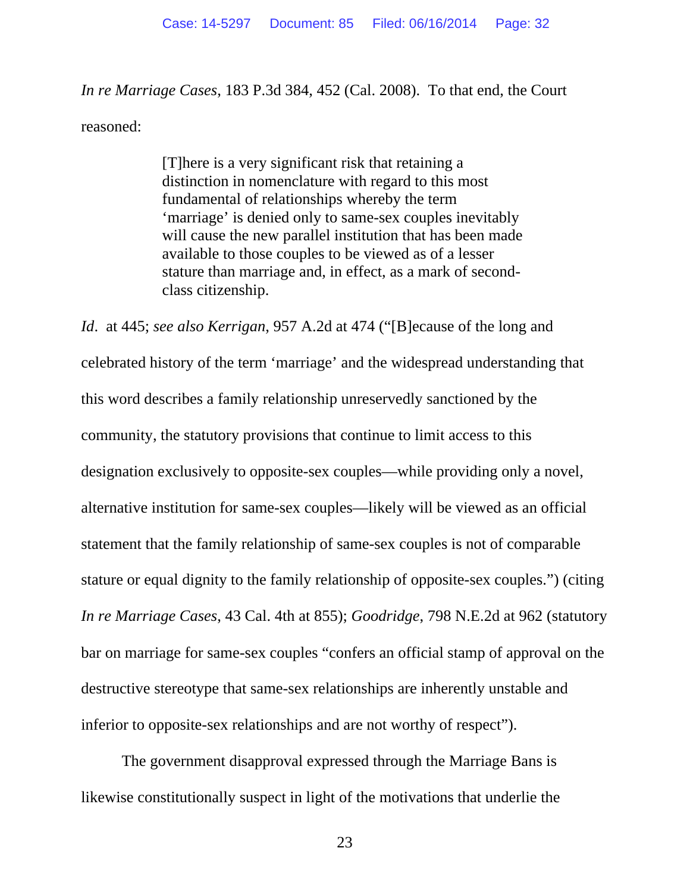*In re Marriage Cases*, 183 P.3d 384, 452 (Cal. 2008). To that end, the Court reasoned:

> [T]here is a very significant risk that retaining a distinction in nomenclature with regard to this most fundamental of relationships whereby the term 'marriage' is denied only to same-sex couples inevitably will cause the new parallel institution that has been made available to those couples to be viewed as of a lesser stature than marriage and, in effect, as a mark of second-class citizenship.

*Id*. at 445; *see also Kerrigan*, 957 A.2d at 474 ("[B]ecause of the long and celebrated history of the term 'marriage' and the widespread understanding that this word describes a family relationship unreservedly sanctioned by the community, the statutory provisions that continue to limit access to this designation exclusively to opposite-sex couples—while providing only a novel, alternative institution for same-sex couples—likely will be viewed as an official statement that the family relationship of same-sex couples is not of comparable stature or equal dignity to the family relationship of opposite-sex couples.") (citing *In re Marriage Cases*, 43 Cal. 4th at 855); *Goodridge*, 798 N.E.2d at 962 (statutory bar on marriage for same-sex couples "confers an official stamp of approval on the destructive stereotype that same-sex relationships are inherently unstable and inferior to opposite-sex relationships and are not worthy of respect").

The government disapproval expressed through the Marriage Bans is likewise constitutionally suspect in light of the motivations that underlie the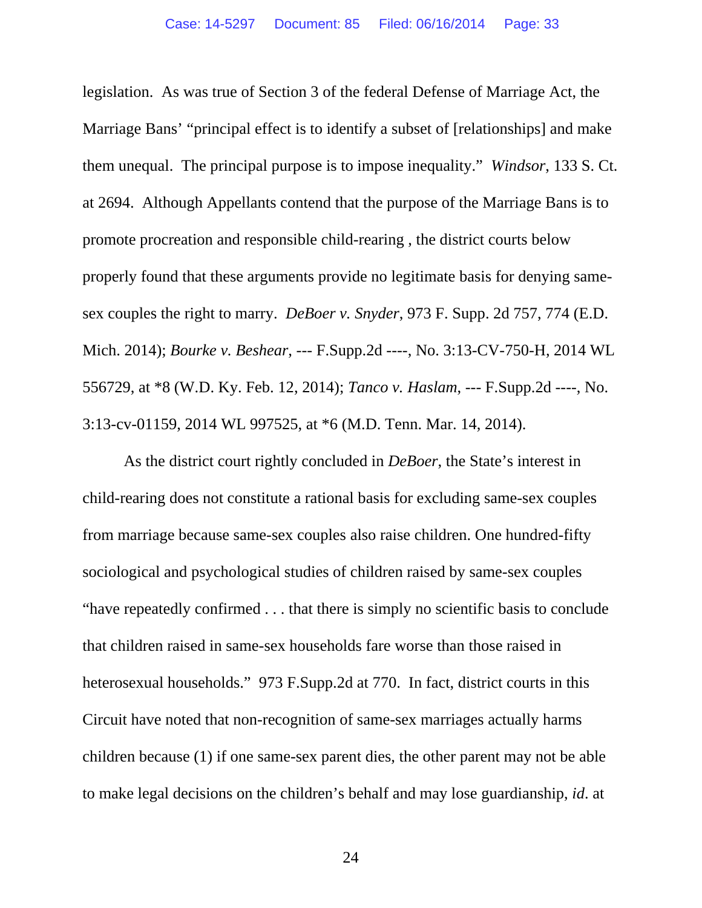legislation. As was true of Section 3 of the federal Defense of Marriage Act, the Marriage Bans' "principal effect is to identify a subset of [relationships] and make them unequal. The principal purpose is to impose inequality." *Windsor*, 133 S. Ct. at 2694. Although Appellants contend that the purpose of the Marriage Bans is to promote procreation and responsible child-rearing , the district courts below properly found that these arguments provide no legitimate basis for denying same-sex couples the right to marry. *DeBoer v. Snyder*, 973 F. Supp. 2d 757, 774 (E.D. Mich. 2014); *Bourke v. Beshear*, --- F.Supp.2d ----, No. 3:13-CV-750-H, 2014 WL 556729, at *8 (W.D. Ky. Feb. 12, 2014); *Tanco v. Haslam*, --- F.Supp.2d ----, No. 3:13-cv-01159, 2014 WL 997525, at *6 (M.D. Tenn. Mar. 14, 2014).

As the district court rightly concluded in *DeBoer*, the State's interest in child-rearing does not constitute a rational basis for excluding same-sex couples from marriage because same-sex couples also raise children. One hundred-fifty sociological and psychological studies of children raised by same-sex couples "have repeatedly confirmed . . . that there is simply no scientific basis to conclude that children raised in same-sex households fare worse than those raised in heterosexual households." 973 F.Supp.2d at 770. In fact, district courts in this Circuit have noted that non-recognition of same-sex marriages actually harms children because (1) if one same-sex parent dies, the other parent may not be able to make legal decisions on the children's behalf and may lose guardianship, *id*. at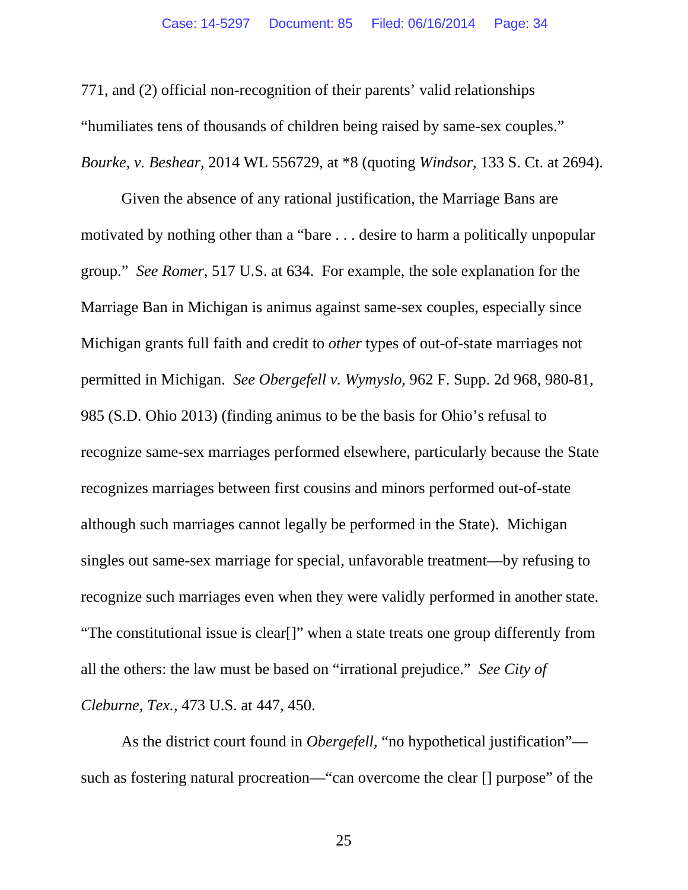771, and (2) official non-recognition of their parents' valid relationships "humiliates tens of thousands of children being raised by same-sex couples." *Bourke*, *v. Beshear*, 2014 WL 556729, at *8 (quoting *Windsor*, 133 S. Ct. at 2694).

Given the absence of any rational justification, the Marriage Bans are motivated by nothing other than a "bare . . . desire to harm a politically unpopular group." *See Romer*, 517 U.S. at 634. For example, the sole explanation for the Marriage Ban in Michigan is animus against same-sex couples, especially since Michigan grants full faith and credit to *other* types of out-of-state marriages not permitted in Michigan. *See Obergefell v. Wymyslo*, 962 F. Supp. 2d 968, 980-81, 985 (S.D. Ohio 2013) (finding animus to be the basis for Ohio's refusal to recognize same-sex marriages performed elsewhere, particularly because the State recognizes marriages between first cousins and minors performed out-of-state although such marriages cannot legally be performed in the State). Michigan singles out same-sex marriage for special, unfavorable treatment—by refusing to recognize such marriages even when they were validly performed in another state. "The constitutional issue is clear[]" when a state treats one group differently from all the others: the law must be based on "irrational prejudice." *See City of Cleburne, Tex.*, 473 U.S. at 447, 450.

As the district court found in *Obergefell*, "no hypothetical justification"—such as fostering natural procreation—"can overcome the clear [] purpose" of the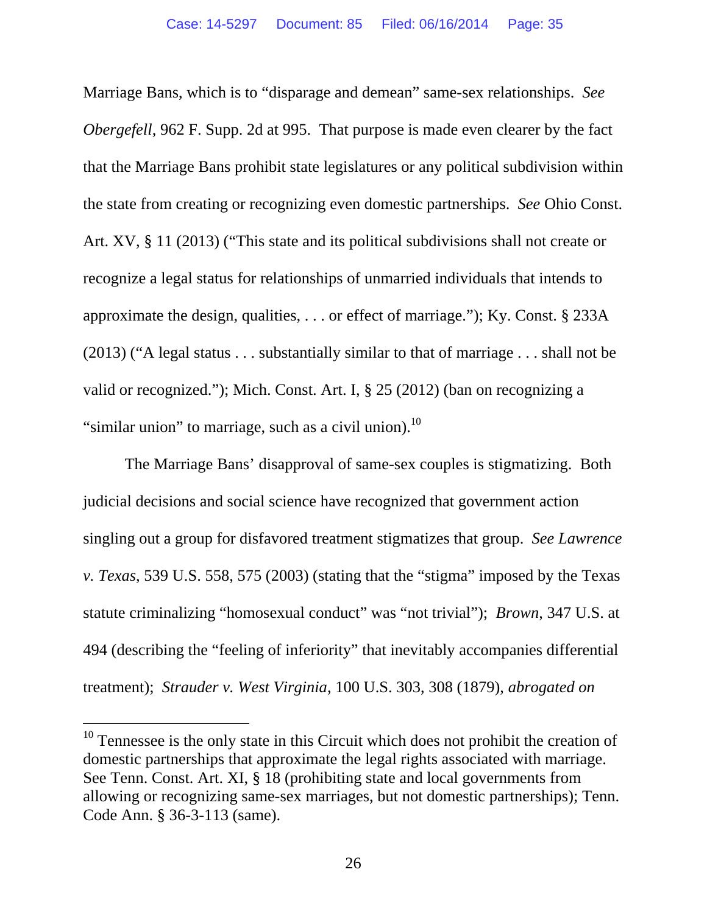Marriage Bans, which is to "disparage and demean" same-sex relationships. *See Obergefell*, 962 F. Supp. 2d at 995. That purpose is made even clearer by the fact that the Marriage Bans prohibit state legislatures or any political subdivision within the state from creating or recognizing even domestic partnerships. *See* Ohio Const. Art. XV, § 11 (2013) ("This state and its political subdivisions shall not create or recognize a legal status for relationships of unmarried individuals that intends to approximate the design, qualities, . . . or effect of marriage."); Ky. Const. § 233A (2013) ("A legal status . . . substantially similar to that of marriage . . . shall not be valid or recognized."); Mich. Const. Art. I, § 25 (2012) (ban on recognizing a "similar union" to marriage, such as a civil union).[10]

The Marriage Bans' disapproval of same-sex couples is stigmatizing. Both judicial decisions and social science have recognized that government action singling out a group for disfavored treatment stigmatizes that group. *See Lawrence v. Texas*, 539 U.S. 558, 575 (2003) (stating that the "stigma" imposed by the Texas statute criminalizing "homosexual conduct" was "not trivial"); *Brown*, 347 U.S. at 494 (describing the "feeling of inferiority" that inevitably accompanies differential treatment); *Strauder v. West Virginia*, 100 U.S. 303, 308 (1879), *abrogated on*

---

[10] Tennessee is the only state in this Circuit which does not prohibit the creation of domestic partnerships that approximate the legal rights associated with marriage. See Tenn. Const. Art. XI, § 18 (prohibiting state and local governments from allowing or recognizing same-sex marriages, but not domestic partnerships); Tenn. Code Ann. § 36-3-113 (same).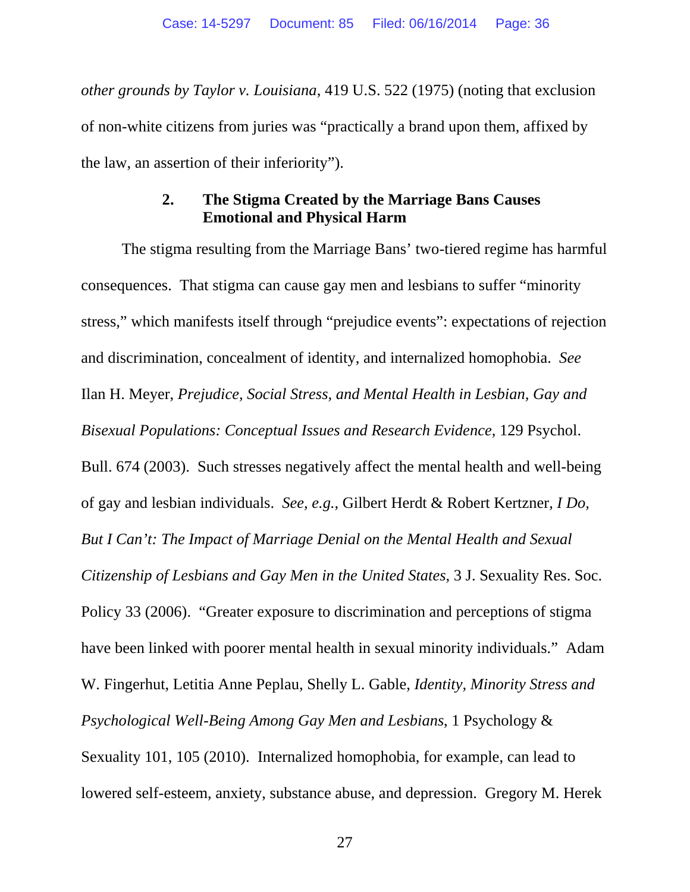*other grounds by Taylor v. Louisiana*, 419 U.S. 522 (1975) (noting that exclusion of non-white citizens from juries was "practically a brand upon them, affixed by the law, an assertion of their inferiority").

### 2. The Stigma Created by the Marriage Bans Causes Emotional and Physical Harm

The stigma resulting from the Marriage Bans' two-tiered regime has harmful consequences. That stigma can cause gay men and lesbians to suffer "minority stress," which manifests itself through "prejudice events": expectations of rejection and discrimination, concealment of identity, and internalized homophobia. *See* Ilan H. Meyer, *Prejudice, Social Stress, and Mental Health in Lesbian, Gay and Bisexual Populations: Conceptual Issues and Research Evidence*, 129 Psychol. Bull. 674 (2003). Such stresses negatively affect the mental health and well-being of gay and lesbian individuals. *See, e.g.*, Gilbert Herdt & Robert Kertzner, *I Do, But I Can't: The Impact of Marriage Denial on the Mental Health and Sexual Citizenship of Lesbians and Gay Men in the United States*, 3 J. Sexuality Res. Soc. Policy 33 (2006). "Greater exposure to discrimination and perceptions of stigma have been linked with poorer mental health in sexual minority individuals." Adam W. Fingerhut, Letitia Anne Peplau, Shelly L. Gable, *Identity, Minority Stress and Psychological Well-Being Among Gay Men and Lesbians*, 1 Psychology & Sexuality 101, 105 (2010). Internalized homophobia, for example, can lead to lowered self-esteem, anxiety, substance abuse, and depression. Gregory M. Herek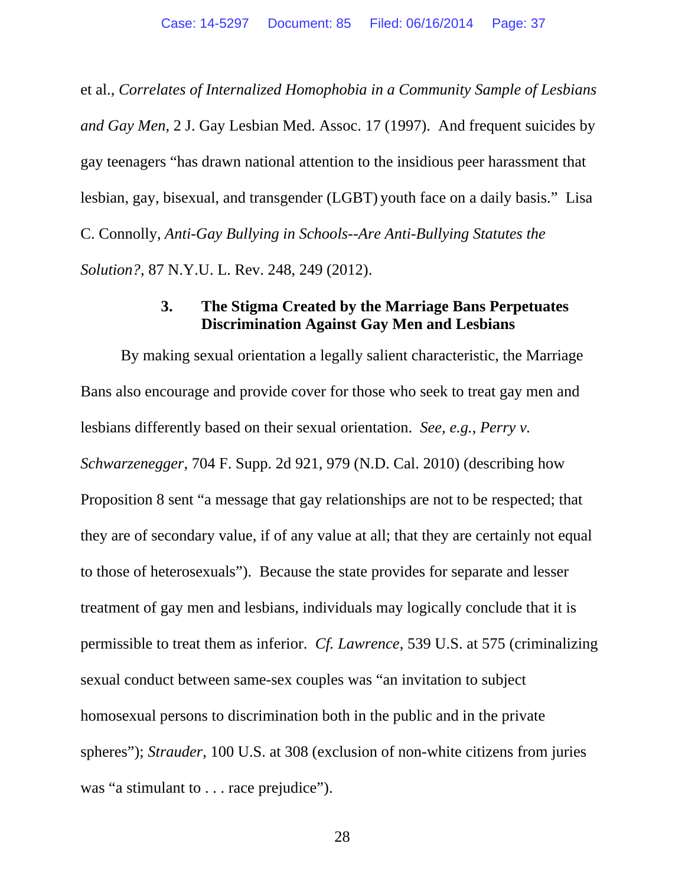et al., *Correlates of Internalized Homophobia in a Community Sample of Lesbians and Gay Men*, 2 J. Gay Lesbian Med. Assoc. 17 (1997). And frequent suicides by gay teenagers "has drawn national attention to the insidious peer harassment that lesbian, gay, bisexual, and transgender (LGBT) youth face on a daily basis." Lisa C. Connolly, *Anti-Gay Bullying in Schools--Are Anti-Bullying Statutes the Solution?*, 87 N.Y.U. L. Rev. 248, 249 (2012).

### 3. The Stigma Created by the Marriage Bans Perpetuates Discrimination Against Gay Men and Lesbians

By making sexual orientation a legally salient characteristic, the Marriage Bans also encourage and provide cover for those who seek to treat gay men and lesbians differently based on their sexual orientation. *See, e.g.*, *Perry v. Schwarzenegger*, 704 F. Supp. 2d 921, 979 (N.D. Cal. 2010) (describing how Proposition 8 sent "a message that gay relationships are not to be respected; that they are of secondary value, if of any value at all; that they are certainly not equal to those of heterosexuals"). Because the state provides for separate and lesser treatment of gay men and lesbians, individuals may logically conclude that it is permissible to treat them as inferior. *Cf. Lawrence*, 539 U.S. at 575 (criminalizing sexual conduct between same-sex couples was "an invitation to subject homosexual persons to discrimination both in the public and in the private spheres"); *Strauder*, 100 U.S. at 308 (exclusion of non-white citizens from juries was "a stimulant to . . . race prejudice").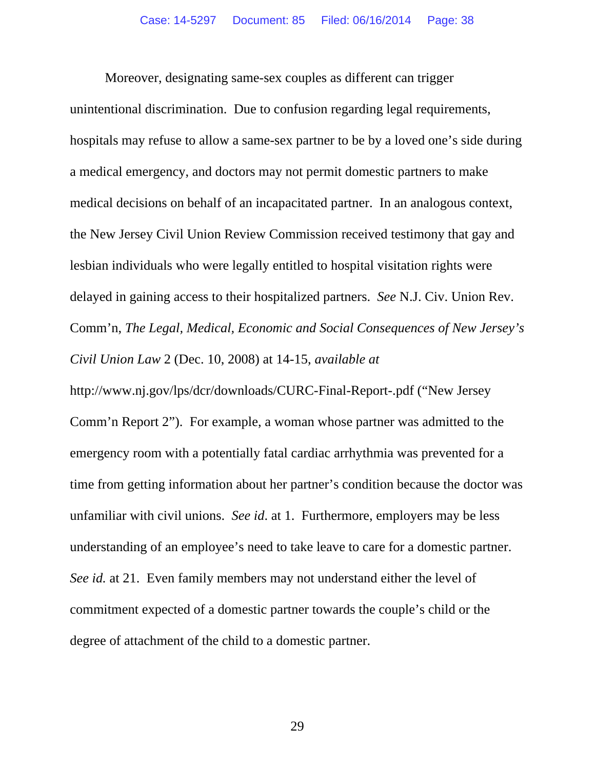Moreover, designating same-sex couples as different can trigger unintentional discrimination. Due to confusion regarding legal requirements, hospitals may refuse to allow a same-sex partner to be by a loved one's side during a medical emergency, and doctors may not permit domestic partners to make medical decisions on behalf of an incapacitated partner. In an analogous context, the New Jersey Civil Union Review Commission received testimony that gay and lesbian individuals who were legally entitled to hospital visitation rights were delayed in gaining access to their hospitalized partners. *See* N.J. Civ. Union Rev. Comm'n, *The Legal, Medical, Economic and Social Consequences of New Jersey's Civil Union Law* 2 (Dec. 10, 2008) at 14-15, *available at* http://www.nj.gov/lps/dcr/downloads/CURC-Final-Report-.pdf ("New Jersey Comm'n Report 2"). For example, a woman whose partner was admitted to the emergency room with a potentially fatal cardiac arrhythmia was prevented for a time from getting information about her partner's condition because the doctor was unfamiliar with civil unions. *See id*. at 1. Furthermore, employers may be less understanding of an employee's need to take leave to care for a domestic partner. *See id.* at 21. Even family members may not understand either the level of commitment expected of a domestic partner towards the couple's child or the degree of attachment of the child to a domestic partner.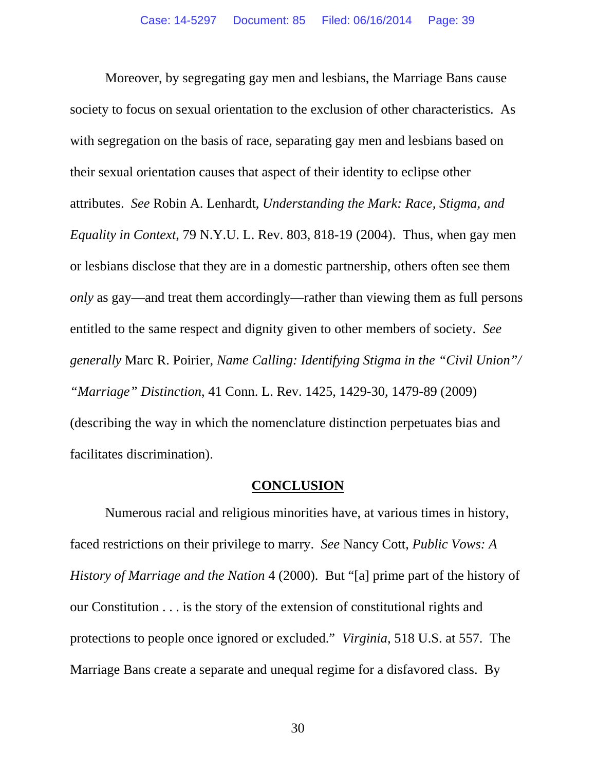Moreover, by segregating gay men and lesbians, the Marriage Bans cause society to focus on sexual orientation to the exclusion of other characteristics. As with segregation on the basis of race, separating gay men and lesbians based on their sexual orientation causes that aspect of their identity to eclipse other attributes. *See* Robin A. Lenhardt, *Understanding the Mark: Race, Stigma, and Equality in Context*, 79 N.Y.U. L. Rev. 803, 818-19 (2004). Thus, when gay men or lesbians disclose that they are in a domestic partnership, others often see them *only* as gay—and treat them accordingly—rather than viewing them as full persons entitled to the same respect and dignity given to other members of society. *See generally* Marc R. Poirier, *Name Calling: Identifying Stigma in the "Civil Union"/ "Marriage" Distinction*, 41 Conn. L. Rev. 1425, 1429-30, 1479-89 (2009) (describing the way in which the nomenclature distinction perpetuates bias and facilitates discrimination).

## CONCLUSION

Numerous racial and religious minorities have, at various times in history, faced restrictions on their privilege to marry. *See* Nancy Cott, *Public Vows: A History of Marriage and the Nation* 4 (2000). But "[a] prime part of the history of our Constitution . . . is the story of the extension of constitutional rights and protections to people once ignored or excluded." *Virginia*, 518 U.S. at 557. The Marriage Bans create a separate and unequal regime for a disfavored class. By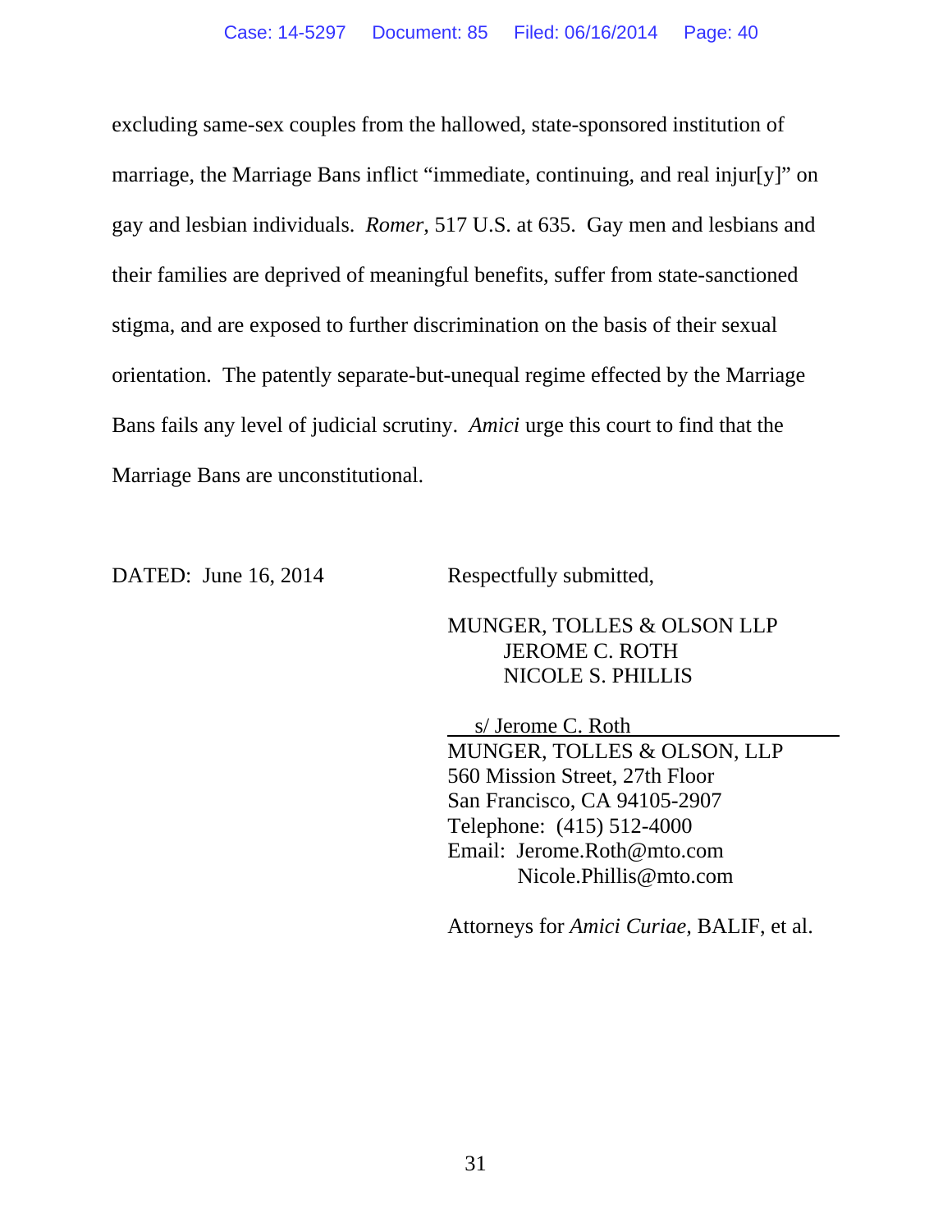excluding same-sex couples from the hallowed, state-sponsored institution of marriage, the Marriage Bans inflict "immediate, continuing, and real injur[y]" on gay and lesbian individuals. *Romer*, 517 U.S. at 635. Gay men and lesbians and their families are deprived of meaningful benefits, suffer from state-sanctioned stigma, and are exposed to further discrimination on the basis of their sexual orientation. The patently separate-but-unequal regime effected by the Marriage Bans fails any level of judicial scrutiny. *Amici* urge this court to find that the Marriage Bans are unconstitutional.

DATED: June 16, 2014

Respectfully submitted,

MUNGER, TOLLES & OLSON LLP
JEROME C. ROTH
NICOLE S. PHILLIS

s/ Jerome C. Roth
MUNGER, TOLLES & OLSON, LLP
560 Mission Street, 27th Floor
San Francisco, CA 94105-2907
Telephone: (415) 512-4000
Email: Jerome.Roth@mto.com
Nicole.Phillis@mto.com

Attorneys for *Amici Curiae,* BALIF, et al.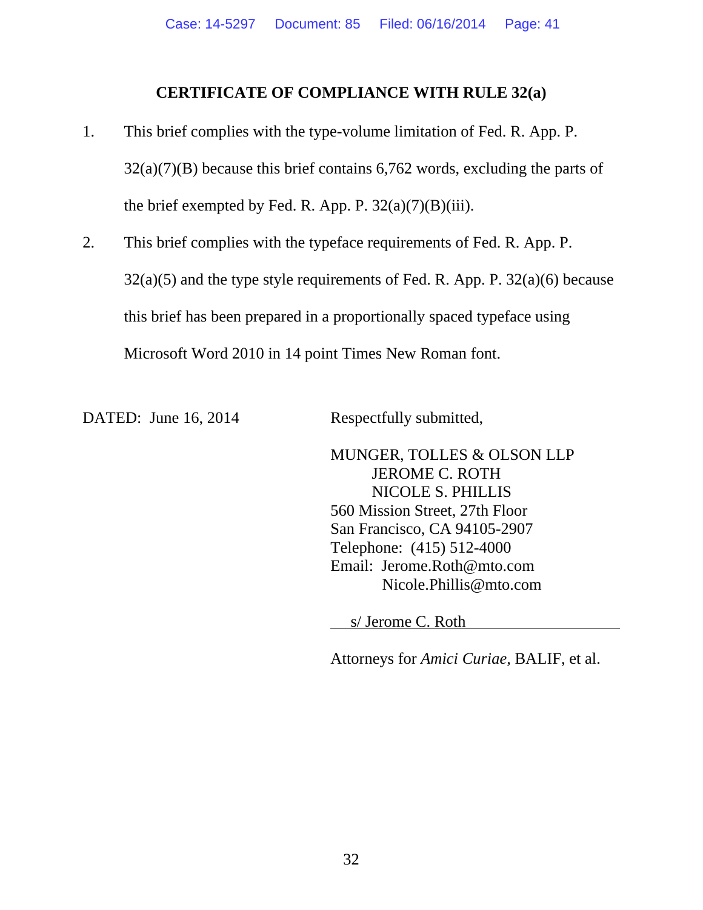## CERTIFICATE OF COMPLIANCE WITH RULE 32(a)

1. This brief complies with the type-volume limitation of Fed. R. App. P. 32(a)(7)(B) because this brief contains 6,762 words, excluding the parts of the brief exempted by Fed. R. App. P. 32(a)(7)(B)(iii).

2. This brief complies with the typeface requirements of Fed. R. App. P. 32(a)(5) and the type style requirements of Fed. R. App. P. 32(a)(6) because this brief has been prepared in a proportionally spaced typeface using Microsoft Word 2010 in 14 point Times New Roman font.

DATED: June 16, 2014

Respectfully submitted,

MUNGER, TOLLES & OLSON LLP
JEROME C. ROTH
NICOLE S. PHILLIS
560 Mission Street, 27th Floor
San Francisco, CA 94105-2907
Telephone: (415) 512-4000
Email: Jerome.Roth@mto.com
Nicole.Phillis@mto.com

s/ Jerome C. Roth

Attorneys for *Amici Curiae,* BALIF, et al.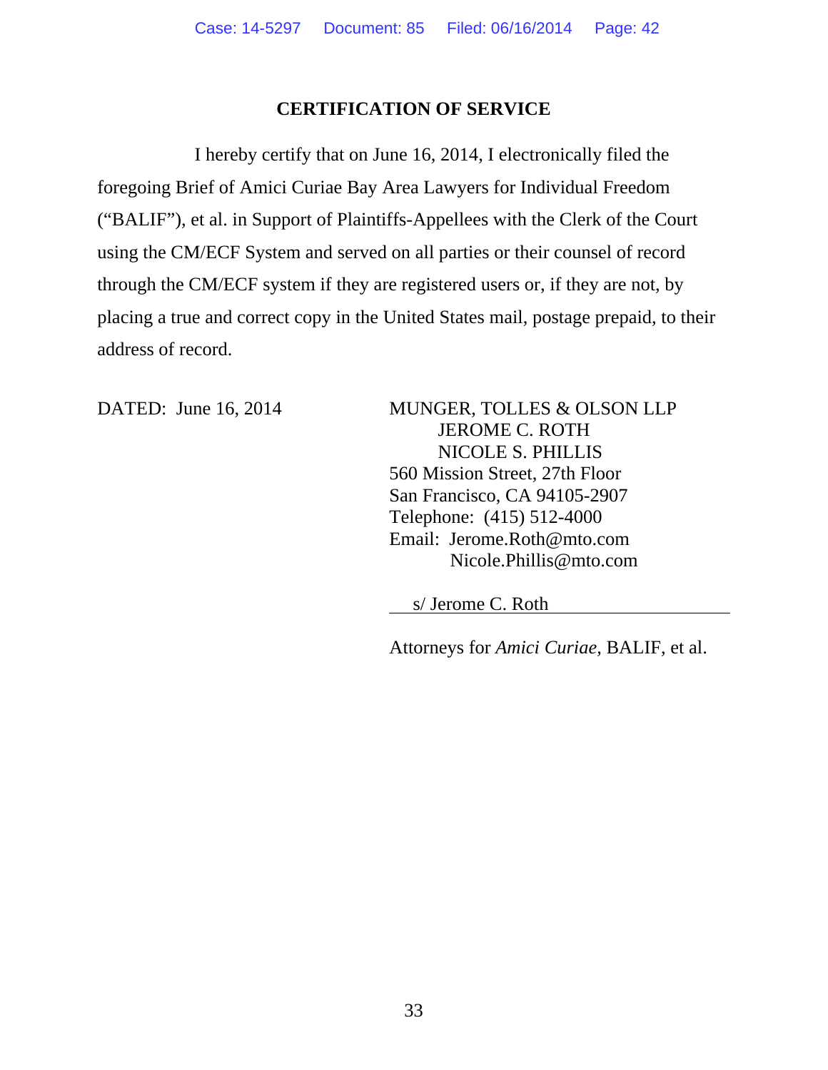## CERTIFICATION OF SERVICE

I hereby certify that on June 16, 2014, I electronically filed the foregoing Brief of Amici Curiae Bay Area Lawyers for Individual Freedom ("BALIF"), et al. in Support of Plaintiffs-Appellees with the Clerk of the Court using the CM/ECF System and served on all parties or their counsel of record through the CM/ECF system if they are registered users or, if they are not, by placing a true and correct copy in the United States mail, postage prepaid, to their address of record.

DATED: June 16, 2014

MUNGER, TOLLES & OLSON LLP
JEROME C. ROTH
NICOLE S. PHILLIS
560 Mission Street, 27th Floor
San Francisco, CA 94105-2907
Telephone: (415) 512-4000
Email: Jerome.Roth@mto.com
Nicole.Phillis@mto.com

s/ Jerome C. Roth

Attorneys for *Amici Curiae*, BALIF, et al.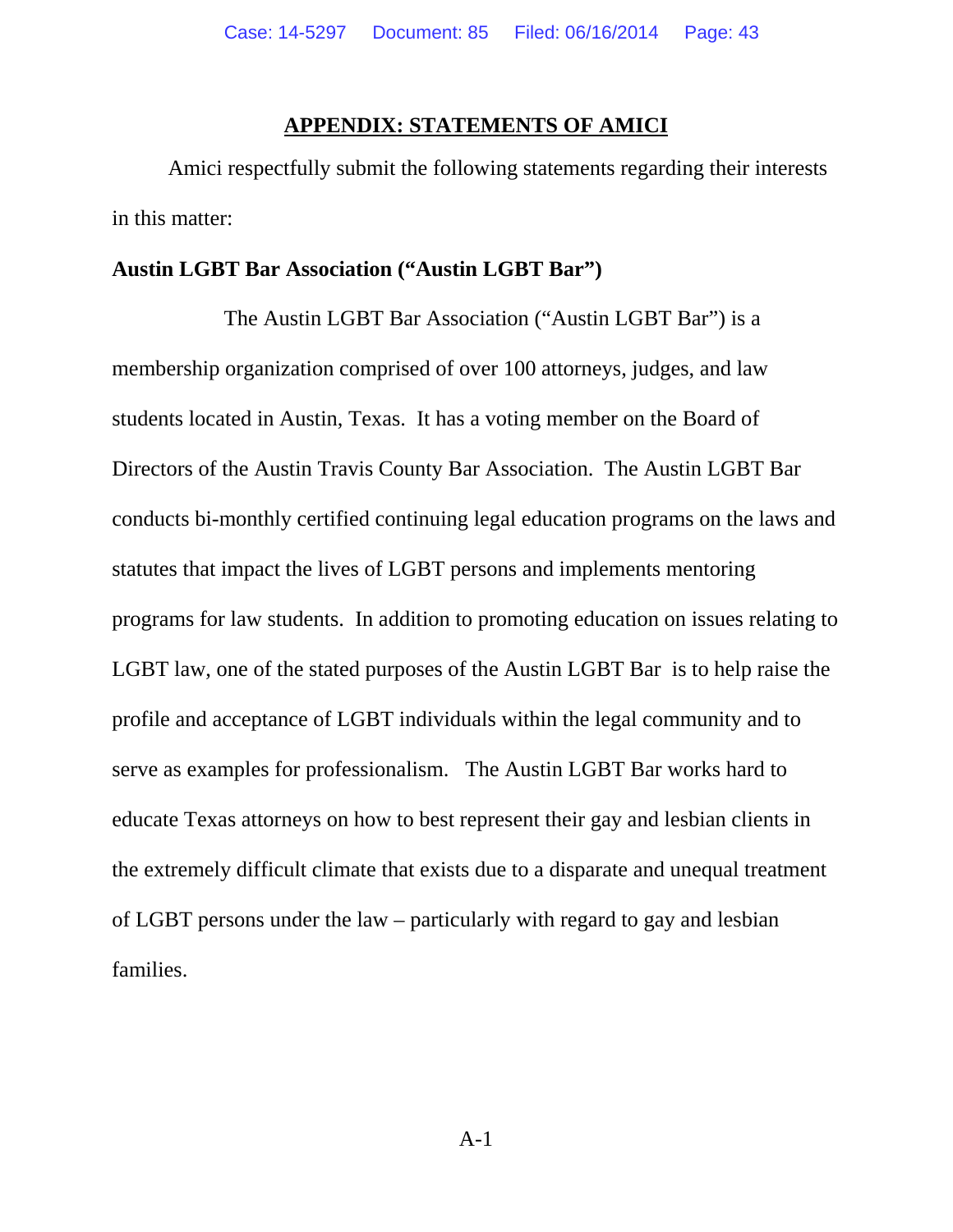## APPENDIX: STATEMENTS OF AMICI

Amici respectfully submit the following statements regarding their interests in this matter:

**Austin LGBT Bar Association ("Austin LGBT Bar")**

The Austin LGBT Bar Association ("Austin LGBT Bar") is a membership organization comprised of over 100 attorneys, judges, and law students located in Austin, Texas. It has a voting member on the Board of Directors of the Austin Travis County Bar Association. The Austin LGBT Bar conducts bi-monthly certified continuing legal education programs on the laws and statutes that impact the lives of LGBT persons and implements mentoring programs for law students. In addition to promoting education on issues relating to LGBT law, one of the stated purposes of the Austin LGBT Bar is to help raise the profile and acceptance of LGBT individuals within the legal community and to serve as examples for professionalism. The Austin LGBT Bar works hard to educate Texas attorneys on how to best represent their gay and lesbian clients in the extremely difficult climate that exists due to a disparate and unequal treatment of LGBT persons under the law – particularly with regard to gay and lesbian families.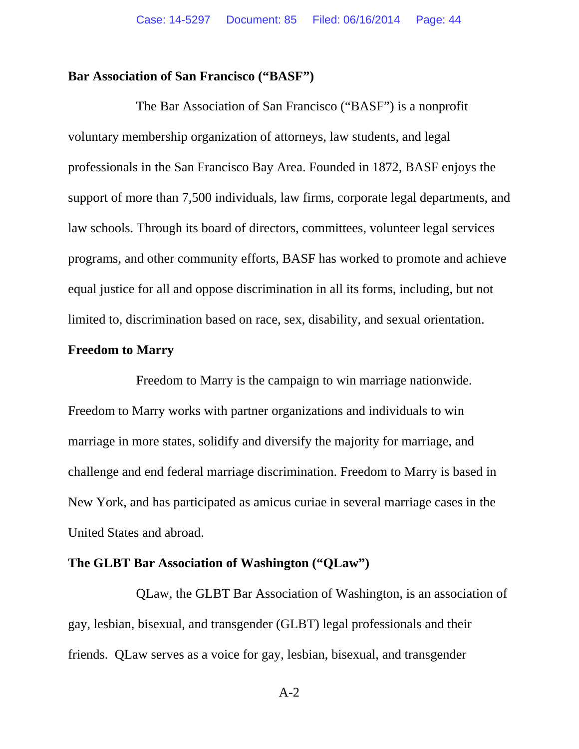**Bar Association of San Francisco ("BASF")**

The Bar Association of San Francisco ("BASF") is a nonprofit voluntary membership organization of attorneys, law students, and legal professionals in the San Francisco Bay Area. Founded in 1872, BASF enjoys the support of more than 7,500 individuals, law firms, corporate legal departments, and law schools. Through its board of directors, committees, volunteer legal services programs, and other community efforts, BASF has worked to promote and achieve equal justice for all and oppose discrimination in all its forms, including, but not limited to, discrimination based on race, sex, disability, and sexual orientation.

**Freedom to Marry**

Freedom to Marry is the campaign to win marriage nationwide. Freedom to Marry works with partner organizations and individuals to win marriage in more states, solidify and diversify the majority for marriage, and challenge and end federal marriage discrimination. Freedom to Marry is based in New York, and has participated as amicus curiae in several marriage cases in the United States and abroad.

**The GLBT Bar Association of Washington ("QLaw")**

QLaw, the GLBT Bar Association of Washington, is an association of gay, lesbian, bisexual, and transgender (GLBT) legal professionals and their friends. QLaw serves as a voice for gay, lesbian, bisexual, and transgender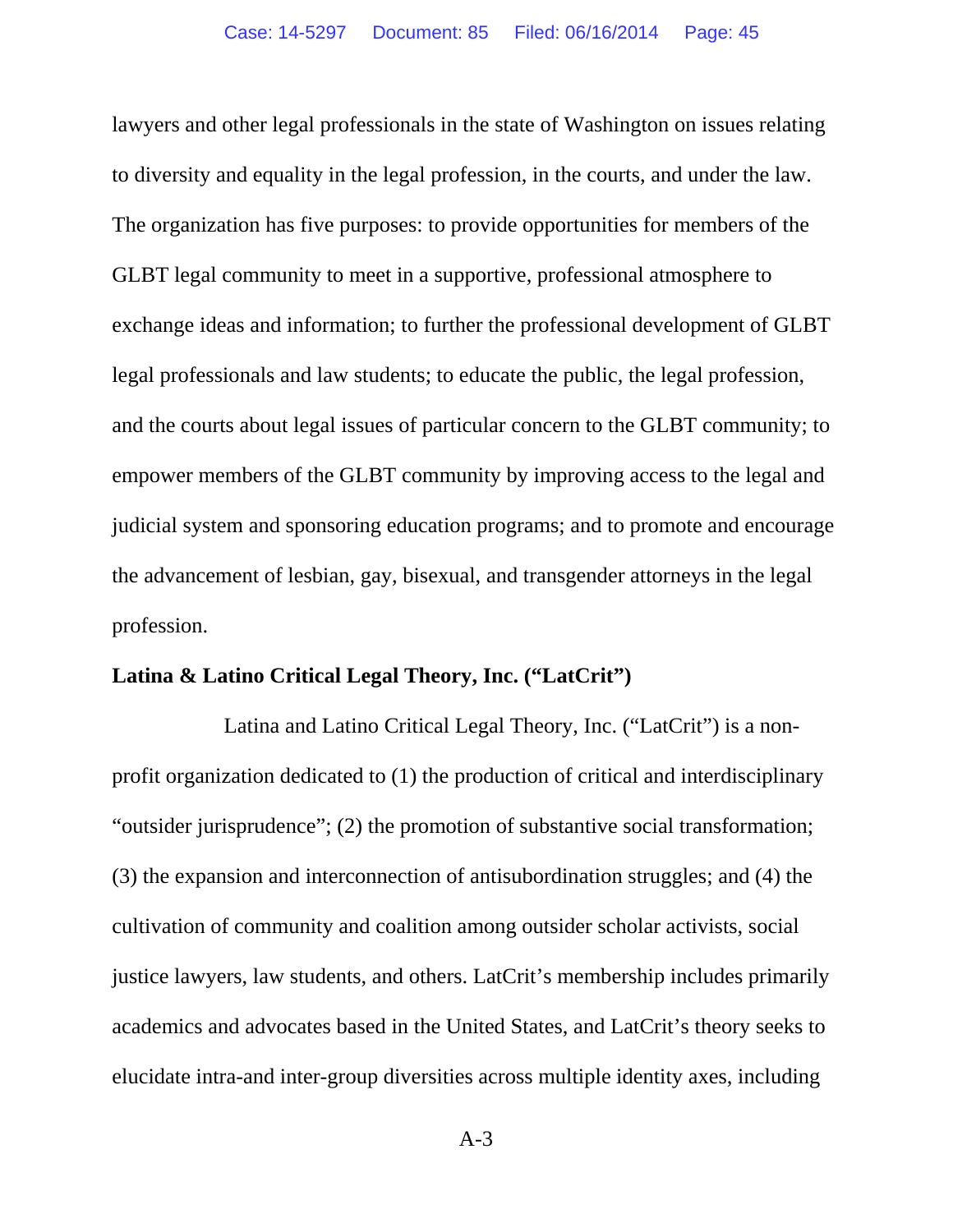lawyers and other legal professionals in the state of Washington on issues relating to diversity and equality in the legal profession, in the courts, and under the law. The organization has five purposes: to provide opportunities for members of the GLBT legal community to meet in a supportive, professional atmosphere to exchange ideas and information; to further the professional development of GLBT legal professionals and law students; to educate the public, the legal profession, and the courts about legal issues of particular concern to the GLBT community; to empower members of the GLBT community by improving access to the legal and judicial system and sponsoring education programs; and to promote and encourage the advancement of lesbian, gay, bisexual, and transgender attorneys in the legal profession.

**Latina & Latino Critical Legal Theory, Inc. ("LatCrit")**

Latina and Latino Critical Legal Theory, Inc. ("LatCrit") is a non-profit organization dedicated to (1) the production of critical and interdisciplinary "outsider jurisprudence"; (2) the promotion of substantive social transformation; (3) the expansion and interconnection of antisubordination struggles; and (4) the cultivation of community and coalition among outsider scholar activists, social justice lawyers, law students, and others. LatCrit's membership includes primarily academics and advocates based in the United States, and LatCrit's theory seeks to elucidate intra-and inter-group diversities across multiple identity axes, including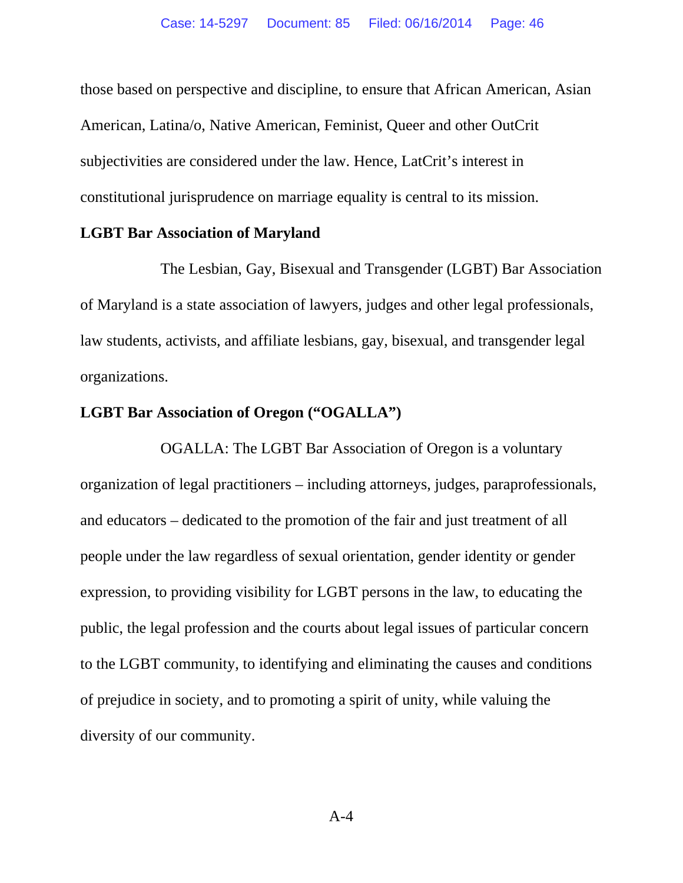those based on perspective and discipline, to ensure that African American, Asian American, Latina/o, Native American, Feminist, Queer and other OutCrit subjectivities are considered under the law. Hence, LatCrit's interest in constitutional jurisprudence on marriage equality is central to its mission.

**LGBT Bar Association of Maryland**

The Lesbian, Gay, Bisexual and Transgender (LGBT) Bar Association of Maryland is a state association of lawyers, judges and other legal professionals, law students, activists, and affiliate lesbians, gay, bisexual, and transgender legal organizations.

**LGBT Bar Association of Oregon ("OGALLA")**

OGALLA: The LGBT Bar Association of Oregon is a voluntary organization of legal practitioners – including attorneys, judges, paraprofessionals, and educators – dedicated to the promotion of the fair and just treatment of all people under the law regardless of sexual orientation, gender identity or gender expression, to providing visibility for LGBT persons in the law, to educating the public, the legal profession and the courts about legal issues of particular concern to the LGBT community, to identifying and eliminating the causes and conditions of prejudice in society, and to promoting a spirit of unity, while valuing the diversity of our community.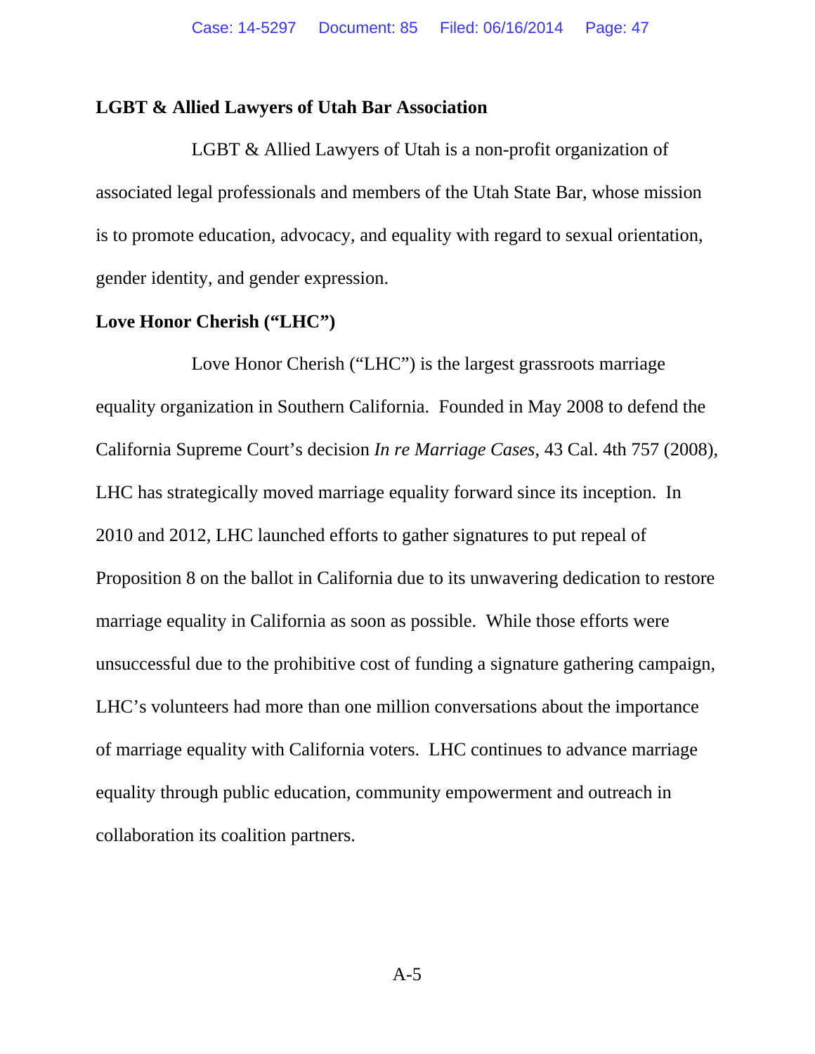**LGBT & Allied Lawyers of Utah Bar Association**

LGBT & Allied Lawyers of Utah is a non-profit organization of associated legal professionals and members of the Utah State Bar, whose mission is to promote education, advocacy, and equality with regard to sexual orientation, gender identity, and gender expression.

**Love Honor Cherish ("LHC")**

Love Honor Cherish ("LHC") is the largest grassroots marriage equality organization in Southern California. Founded in May 2008 to defend the California Supreme Court's decision *In re Marriage Cases*, 43 Cal. 4th 757 (2008), LHC has strategically moved marriage equality forward since its inception. In 2010 and 2012, LHC launched efforts to gather signatures to put repeal of Proposition 8 on the ballot in California due to its unwavering dedication to restore marriage equality in California as soon as possible. While those efforts were unsuccessful due to the prohibitive cost of funding a signature gathering campaign, LHC's volunteers had more than one million conversations about the importance of marriage equality with California voters. LHC continues to advance marriage equality through public education, community empowerment and outreach in collaboration its coalition partners.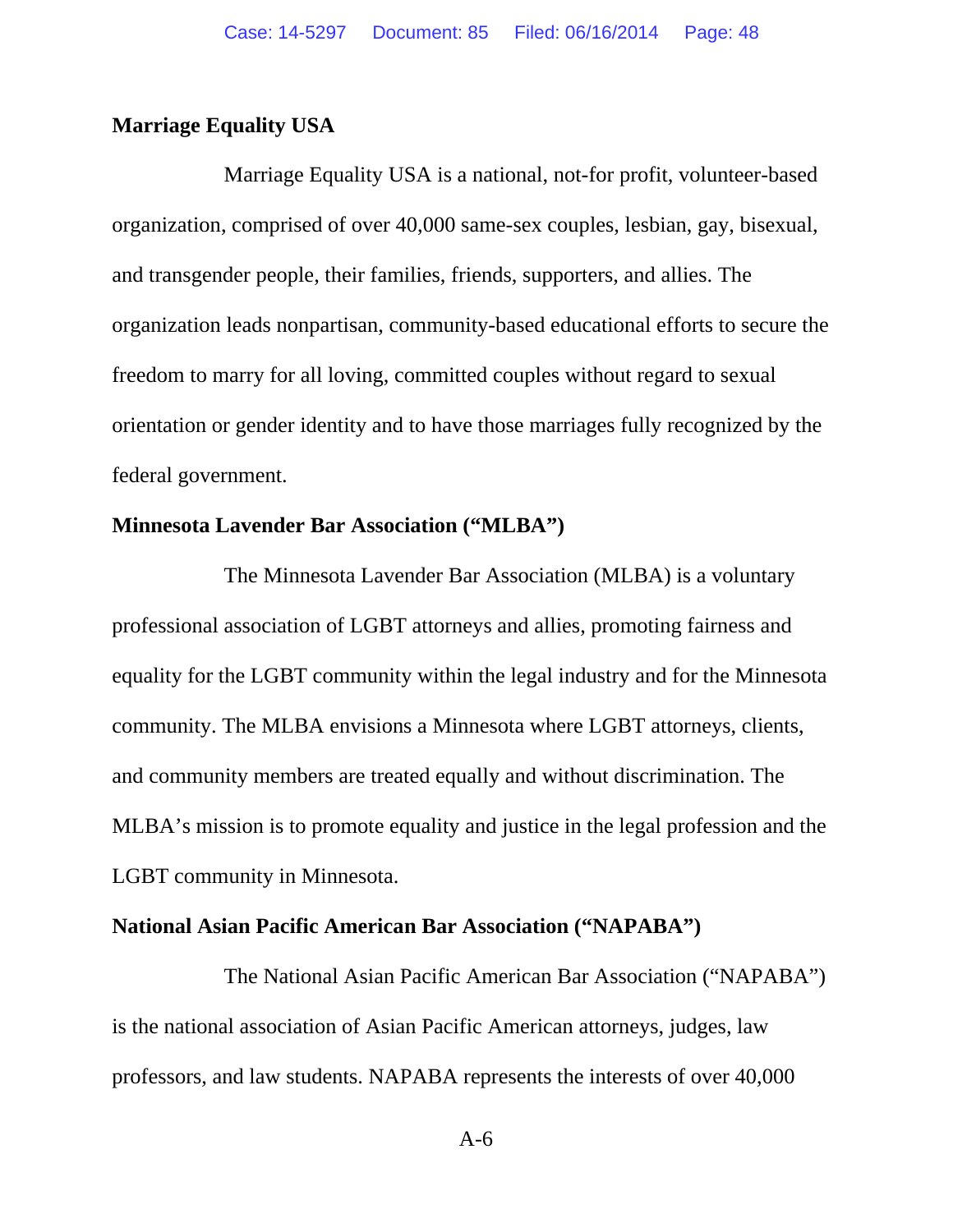**Marriage Equality USA**

Marriage Equality USA is a national, not-for profit, volunteer-based organization, comprised of over 40,000 same-sex couples, lesbian, gay, bisexual, and transgender people, their families, friends, supporters, and allies. The organization leads nonpartisan, community-based educational efforts to secure the freedom to marry for all loving, committed couples without regard to sexual orientation or gender identity and to have those marriages fully recognized by the federal government.

**Minnesota Lavender Bar Association ("MLBA")**

The Minnesota Lavender Bar Association (MLBA) is a voluntary professional association of LGBT attorneys and allies, promoting fairness and equality for the LGBT community within the legal industry and for the Minnesota community. The MLBA envisions a Minnesota where LGBT attorneys, clients, and community members are treated equally and without discrimination. The MLBA's mission is to promote equality and justice in the legal profession and the LGBT community in Minnesota.

**National Asian Pacific American Bar Association ("NAPABA")**

The National Asian Pacific American Bar Association ("NAPABA") is the national association of Asian Pacific American attorneys, judges, law professors, and law students. NAPABA represents the interests of over 40,000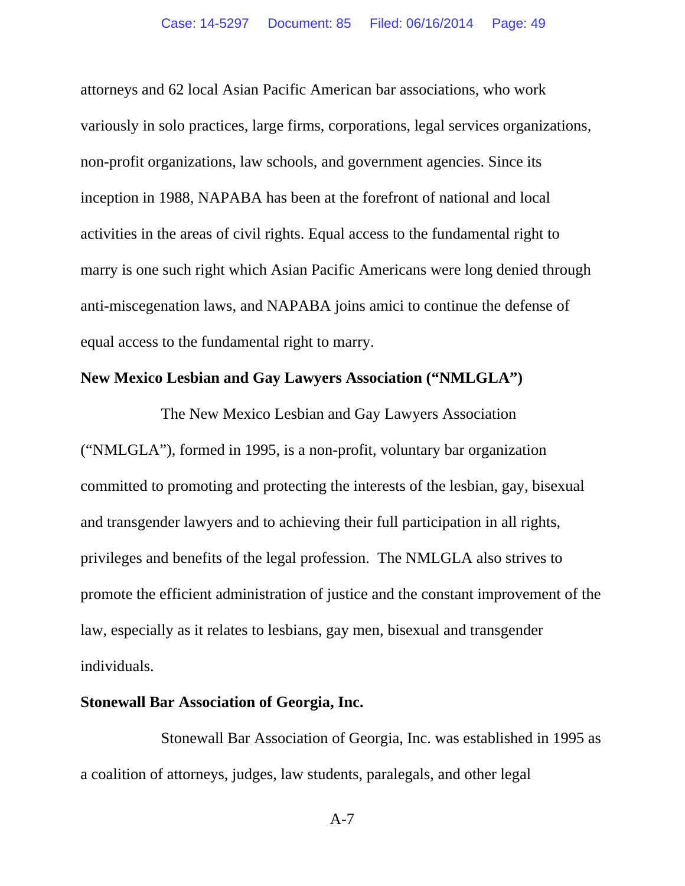attorneys and 62 local Asian Pacific American bar associations, who work variously in solo practices, large firms, corporations, legal services organizations, non-profit organizations, law schools, and government agencies. Since its inception in 1988, NAPABA has been at the forefront of national and local activities in the areas of civil rights. Equal access to the fundamental right to marry is one such right which Asian Pacific Americans were long denied through anti-miscegenation laws, and NAPABA joins amici to continue the defense of equal access to the fundamental right to marry.

**New Mexico Lesbian and Gay Lawyers Association ("NMLGLA")**

The New Mexico Lesbian and Gay Lawyers Association ("NMLGLA"), formed in 1995, is a non-profit, voluntary bar organization committed to promoting and protecting the interests of the lesbian, gay, bisexual and transgender lawyers and to achieving their full participation in all rights, privileges and benefits of the legal profession. The NMLGLA also strives to promote the efficient administration of justice and the constant improvement of the law, especially as it relates to lesbians, gay men, bisexual and transgender individuals.

**Stonewall Bar Association of Georgia, Inc.**

Stonewall Bar Association of Georgia, Inc. was established in 1995 as a coalition of attorneys, judges, law students, paralegals, and other legal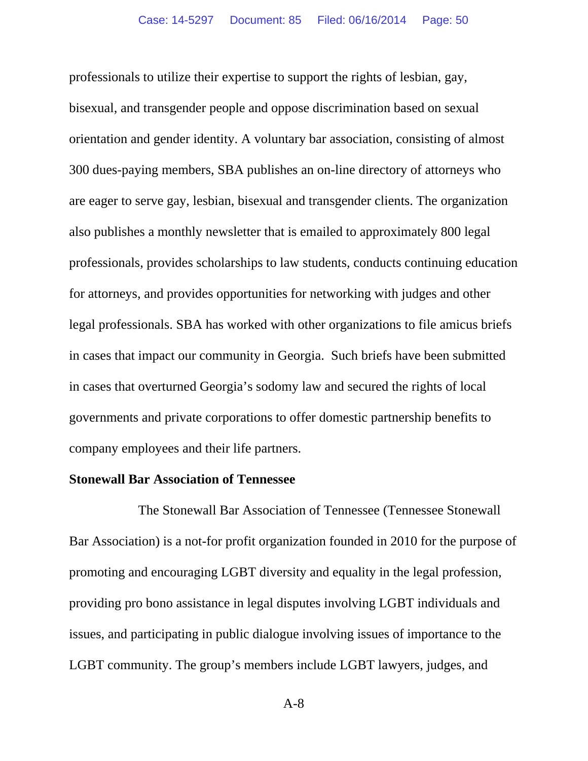professionals to utilize their expertise to support the rights of lesbian, gay, bisexual, and transgender people and oppose discrimination based on sexual orientation and gender identity. A voluntary bar association, consisting of almost 300 dues-paying members, SBA publishes an on-line directory of attorneys who are eager to serve gay, lesbian, bisexual and transgender clients. The organization also publishes a monthly newsletter that is emailed to approximately 800 legal professionals, provides scholarships to law students, conducts continuing education for attorneys, and provides opportunities for networking with judges and other legal professionals. SBA has worked with other organizations to file amicus briefs in cases that impact our community in Georgia. Such briefs have been submitted in cases that overturned Georgia's sodomy law and secured the rights of local governments and private corporations to offer domestic partnership benefits to company employees and their life partners.

**Stonewall Bar Association of Tennessee**

The Stonewall Bar Association of Tennessee (Tennessee Stonewall Bar Association) is a not-for profit organization founded in 2010 for the purpose of promoting and encouraging LGBT diversity and equality in the legal profession, providing pro bono assistance in legal disputes involving LGBT individuals and issues, and participating in public dialogue involving issues of importance to the LGBT community. The group's members include LGBT lawyers, judges, and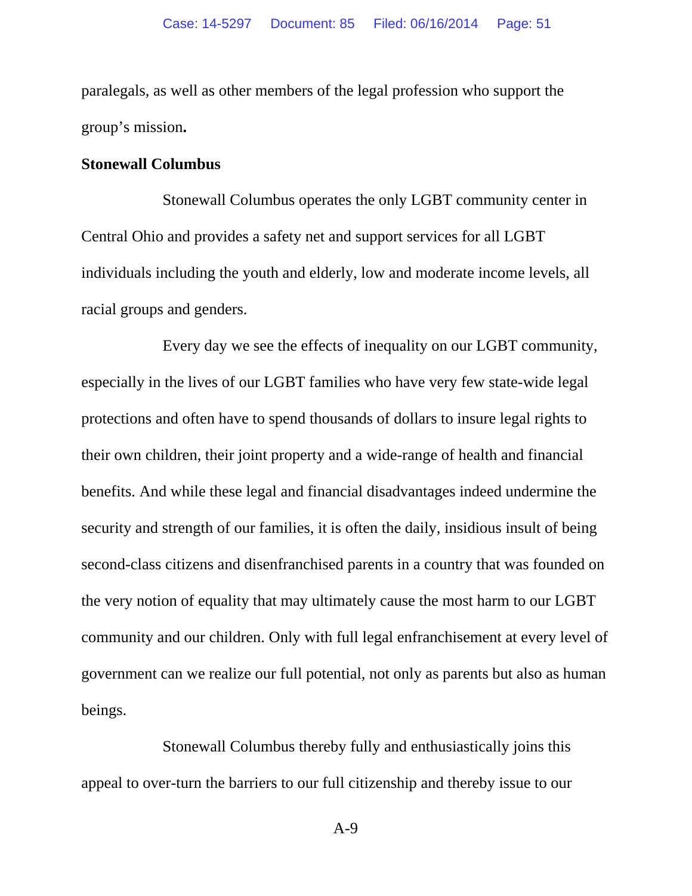paralegals, as well as other members of the legal profession who support the group's mission.

**Stonewall Columbus**

Stonewall Columbus operates the only LGBT community center in Central Ohio and provides a safety net and support services for all LGBT individuals including the youth and elderly, low and moderate income levels, all racial groups and genders.

Every day we see the effects of inequality on our LGBT community, especially in the lives of our LGBT families who have very few state-wide legal protections and often have to spend thousands of dollars to insure legal rights to their own children, their joint property and a wide-range of health and financial benefits. And while these legal and financial disadvantages indeed undermine the security and strength of our families, it is often the daily, insidious insult of being second-class citizens and disenfranchised parents in a country that was founded on the very notion of equality that may ultimately cause the most harm to our LGBT community and our children. Only with full legal enfranchisement at every level of government can we realize our full potential, not only as parents but also as human beings.

Stonewall Columbus thereby fully and enthusiastically joins this appeal to over-turn the barriers to our full citizenship and thereby issue to our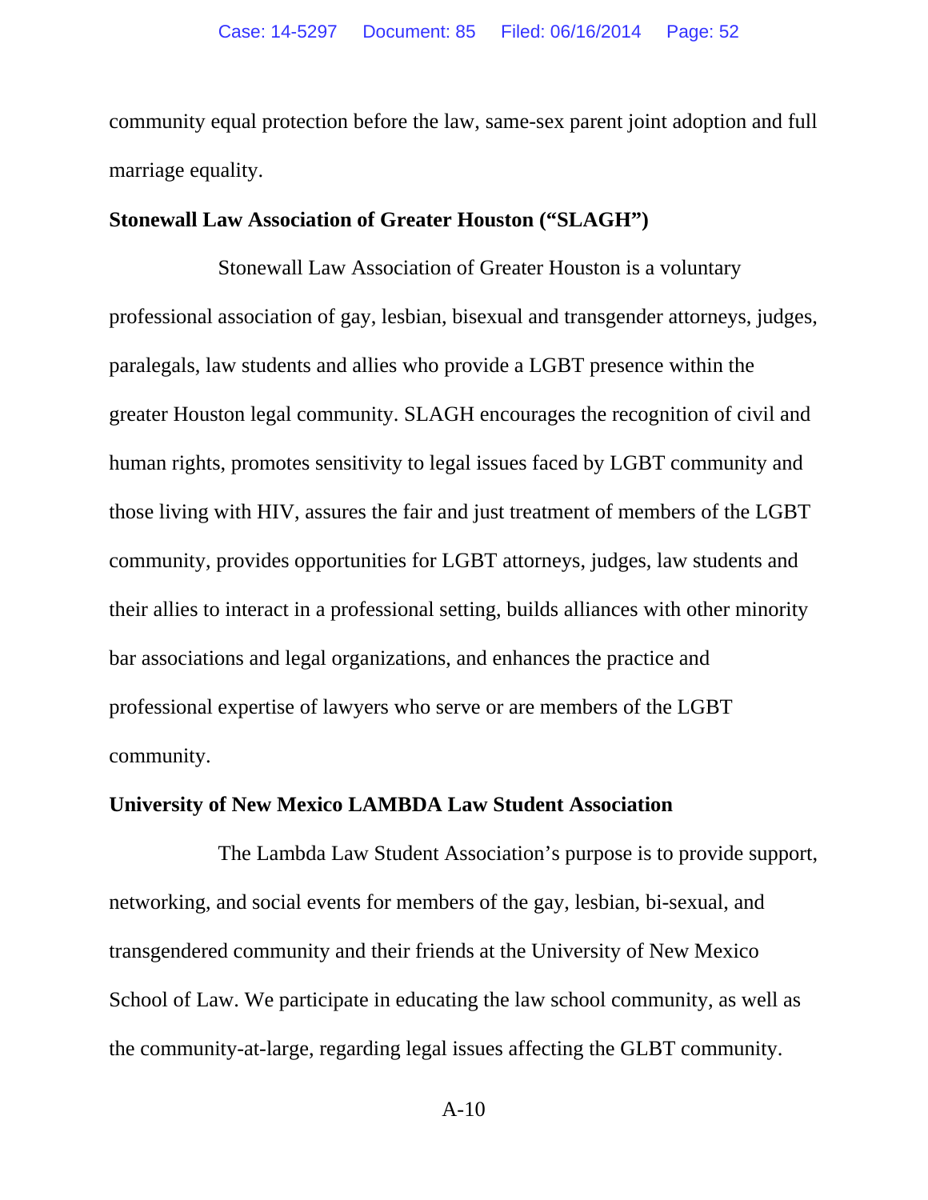community equal protection before the law, same-sex parent joint adoption and full marriage equality.

**Stonewall Law Association of Greater Houston ("SLAGH")**

Stonewall Law Association of Greater Houston is a voluntary professional association of gay, lesbian, bisexual and transgender attorneys, judges, paralegals, law students and allies who provide a LGBT presence within the greater Houston legal community. SLAGH encourages the recognition of civil and human rights, promotes sensitivity to legal issues faced by LGBT community and those living with HIV, assures the fair and just treatment of members of the LGBT community, provides opportunities for LGBT attorneys, judges, law students and their allies to interact in a professional setting, builds alliances with other minority bar associations and legal organizations, and enhances the practice and professional expertise of lawyers who serve or are members of the LGBT community.

**University of New Mexico LAMBDA Law Student Association**

The Lambda Law Student Association's purpose is to provide support, networking, and social events for members of the gay, lesbian, bi-sexual, and transgendered community and their friends at the University of New Mexico School of Law. We participate in educating the law school community, as well as the community-at-large, regarding legal issues affecting the GLBT community.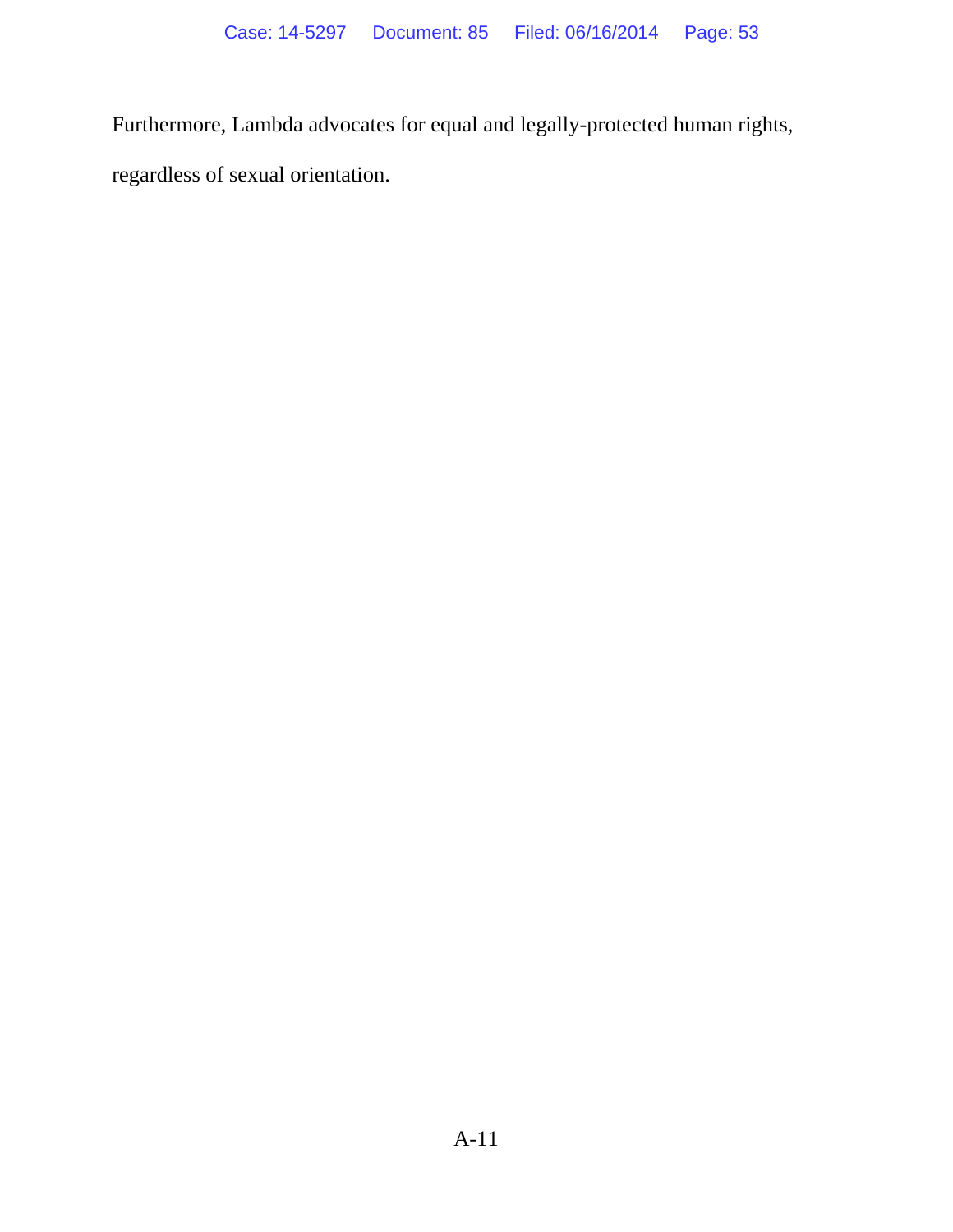Furthermore, Lambda advocates for equal and legally-protected human rights, regardless of sexual orientation.